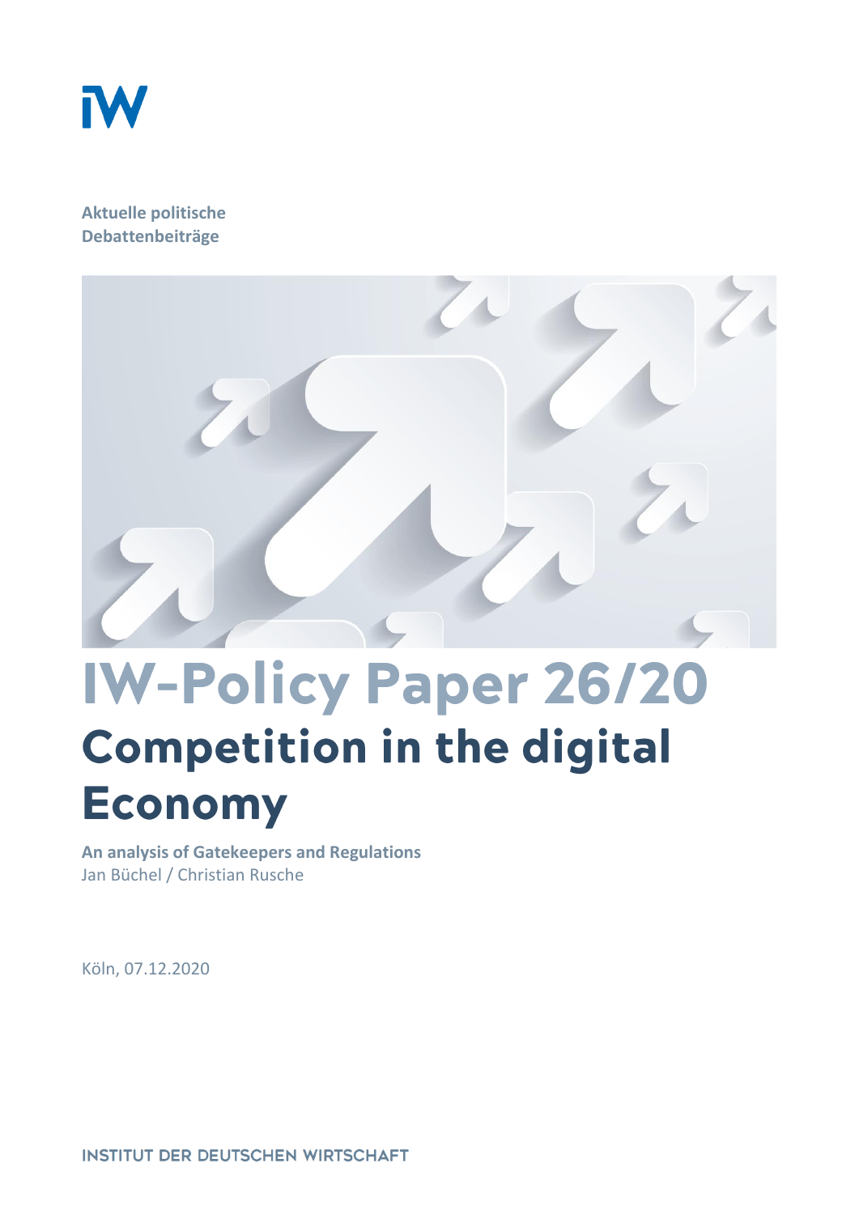Aktuelle politische Debattenbeiträge

# IW-Policy Paper 26/20

## Competition in the digital Economy

**An analysis of Gatekeepers and Regulations**

Jan Büchel / Christian Rusche

Köln, 07.12.2020

INSTITUT DER DEUTSCHEN WIRTSCHAFT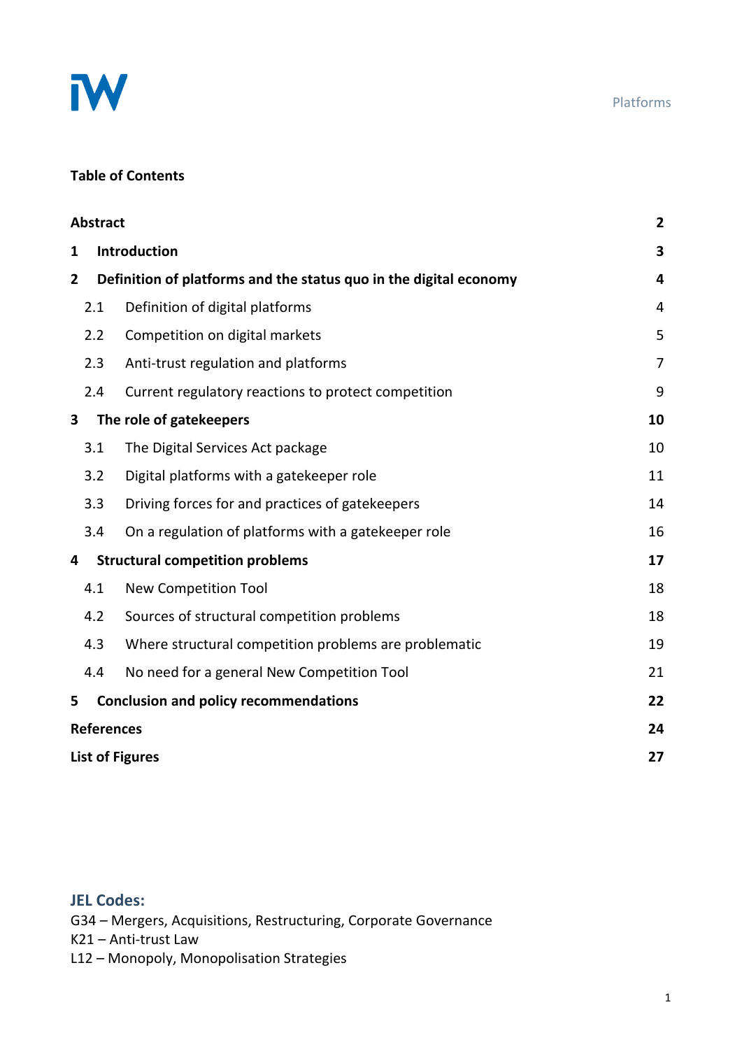**Table of Contents**

| | | |
|---|---|---|
| **Abstract** | | **2** |
| **1** | **Introduction** | **3** |
| **2** | **Definition of platforms and the status quo in the digital economy** | **4** |
| 2.1 | Definition of digital platforms | 4 |
| 2.2 | Competition on digital markets | 5 |
| 2.3 | Anti-trust regulation and platforms | 7 |
| 2.4 | Current regulatory reactions to protect competition | 9 |
| **3** | **The role of gatekeepers** | **10** |
| 3.1 | The Digital Services Act package | 10 |
| 3.2 | Digital platforms with a gatekeeper role | 11 |
| 3.3 | Driving forces for and practices of gatekeepers | 14 |
| 3.4 | On a regulation of platforms with a gatekeeper role | 16 |
| **4** | **Structural competition problems** | **17** |
| 4.1 | New Competition Tool | 18 |
| 4.2 | Sources of structural competition problems | 18 |
| 4.3 | Where structural competition problems are problematic | 19 |
| 4.4 | No need for a general New Competition Tool | 21 |
| **5** | **Conclusion and policy recommendations** | **22** |
| **References** | | **24** |
| **List of Figures** | | **27** |

**JEL Codes:**

G34 – Mergers, Acquisitions, Restructuring, Corporate Governance
K21 – Anti-trust Law
L12 – Monopoly, Monopolisation Strategies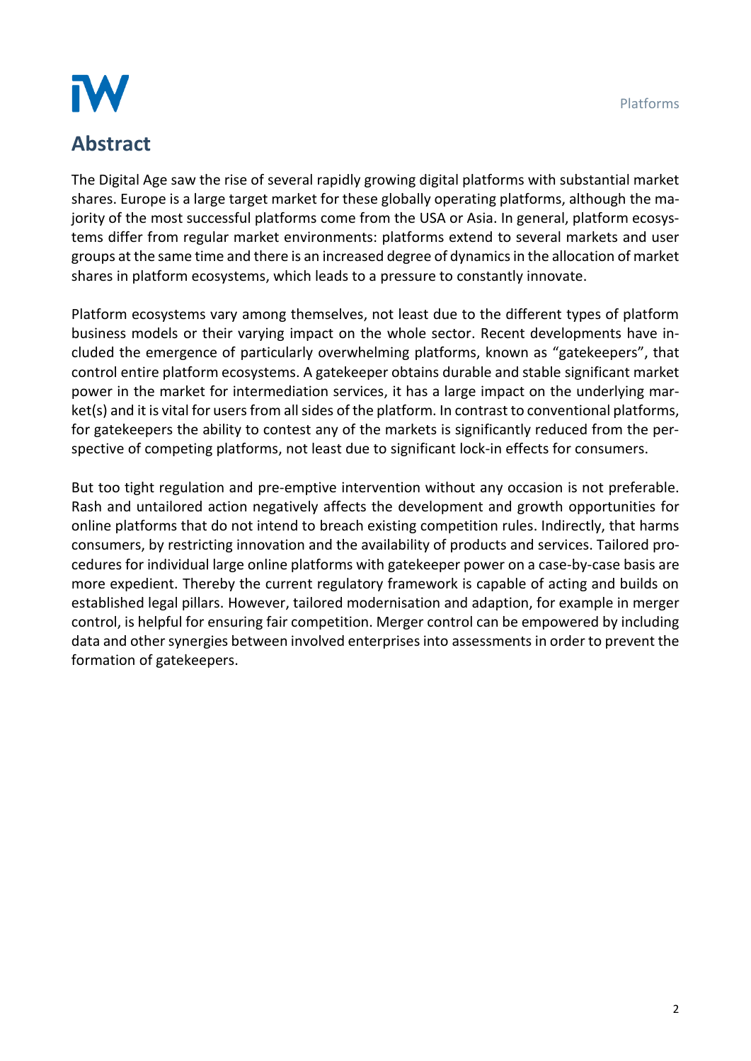# Abstract

The Digital Age saw the rise of several rapidly growing digital platforms with substantial market shares. Europe is a large target market for these globally operating platforms, although the majority of the most successful platforms come from the USA or Asia. In general, platform ecosystems differ from regular market environments: platforms extend to several markets and user groups at the same time and there is an increased degree of dynamics in the allocation of market shares in platform ecosystems, which leads to a pressure to constantly innovate.

Platform ecosystems vary among themselves, not least due to the different types of platform business models or their varying impact on the whole sector. Recent developments have included the emergence of particularly overwhelming platforms, known as "gatekeepers", that control entire platform ecosystems. A gatekeeper obtains durable and stable significant market power in the market for intermediation services, it has a large impact on the underlying market(s) and it is vital for users from all sides of the platform. In contrast to conventional platforms, for gatekeepers the ability to contest any of the markets is significantly reduced from the perspective of competing platforms, not least due to significant lock-in effects for consumers.

But too tight regulation and pre-emptive intervention without any occasion is not preferable. Rash and untailored action negatively affects the development and growth opportunities for online platforms that do not intend to breach existing competition rules. Indirectly, that harms consumers, by restricting innovation and the availability of products and services. Tailored procedures for individual large online platforms with gatekeeper power on a case-by-case basis are more expedient. Thereby the current regulatory framework is capable of acting and builds on established legal pillars. However, tailored modernisation and adaption, for example in merger control, is helpful for ensuring fair competition. Merger control can be empowered by including data and other synergies between involved enterprises into assessments in order to prevent the formation of gatekeepers.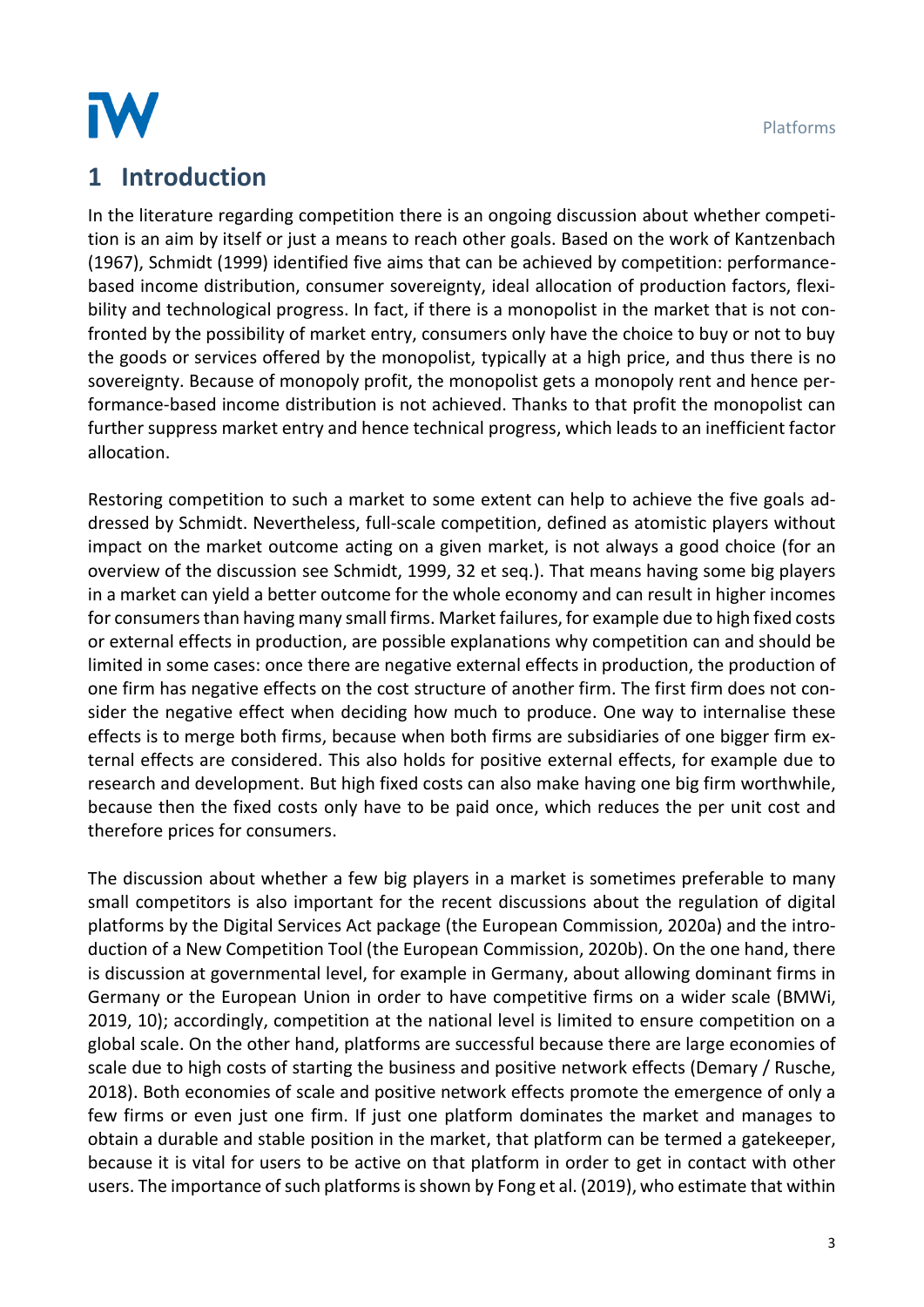# 1 Introduction

In the literature regarding competition there is an ongoing discussion about whether competition is an aim by itself or just a means to reach other goals. Based on the work of Kantzenbach (1967), Schmidt (1999) identified five aims that can be achieved by competition: performance-based income distribution, consumer sovereignty, ideal allocation of production factors, flexibility and technological progress. In fact, if there is a monopolist in the market that is not confronted by the possibility of market entry, consumers only have the choice to buy or not to buy the goods or services offered by the monopolist, typically at a high price, and thus there is no sovereignty. Because of monopoly profit, the monopolist gets a monopoly rent and hence performance-based income distribution is not achieved. Thanks to that profit the monopolist can further suppress market entry and hence technical progress, which leads to an inefficient factor allocation.

Restoring competition to such a market to some extent can help to achieve the five goals addressed by Schmidt. Nevertheless, full-scale competition, defined as atomistic players without impact on the market outcome acting on a given market, is not always a good choice (for an overview of the discussion see Schmidt, 1999, 32 et seq.). That means having some big players in a market can yield a better outcome for the whole economy and can result in higher incomes for consumers than having many small firms. Market failures, for example due to high fixed costs or external effects in production, are possible explanations why competition can and should be limited in some cases: once there are negative external effects in production, the production of one firm has negative effects on the cost structure of another firm. The first firm does not consider the negative effect when deciding how much to produce. One way to internalise these effects is to merge both firms, because when both firms are subsidiaries of one bigger firm external effects are considered. This also holds for positive external effects, for example due to research and development. But high fixed costs can also make having one big firm worthwhile, because then the fixed costs only have to be paid once, which reduces the per unit cost and therefore prices for consumers.

The discussion about whether a few big players in a market is sometimes preferable to many small competitors is also important for the recent discussions about the regulation of digital platforms by the Digital Services Act package (the European Commission, 2020a) and the introduction of a New Competition Tool (the European Commission, 2020b). On the one hand, there is discussion at governmental level, for example in Germany, about allowing dominant firms in Germany or the European Union in order to have competitive firms on a wider scale (BMWi, 2019, 10); accordingly, competition at the national level is limited to ensure competition on a global scale. On the other hand, platforms are successful because there are large economies of scale due to high costs of starting the business and positive network effects (Demary / Rusche, 2018). Both economies of scale and positive network effects promote the emergence of only a few firms or even just one firm. If just one platform dominates the market and manages to obtain a durable and stable position in the market, that platform can be termed a gatekeeper, because it is vital for users to be active on that platform in order to get in contact with other users. The importance of such platforms is shown by Fong et al. (2019), who estimate that within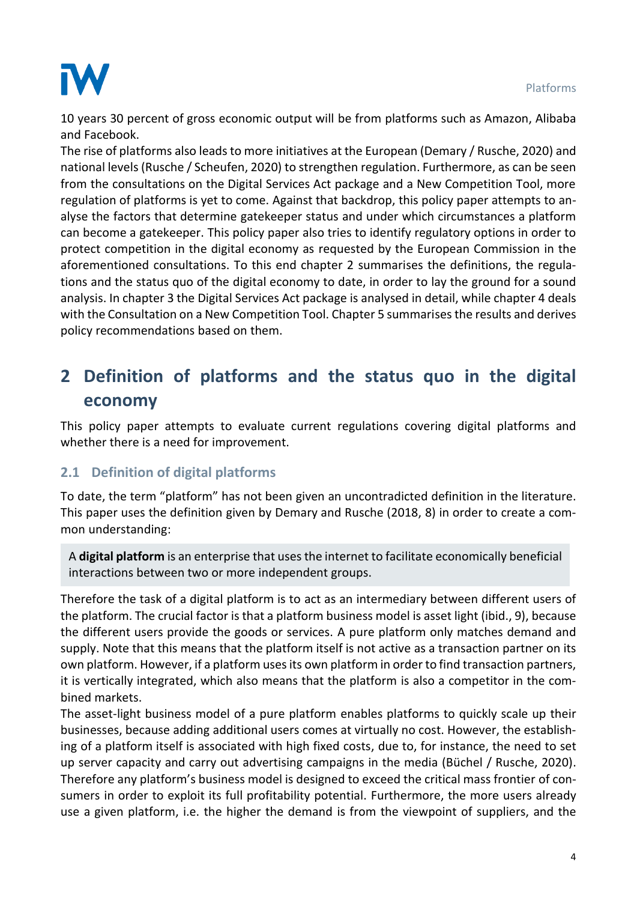10 years 30 percent of gross economic output will be from platforms such as Amazon, Alibaba and Facebook.

The rise of platforms also leads to more initiatives at the European (Demary / Rusche, 2020) and national levels (Rusche / Scheufen, 2020) to strengthen regulation. Furthermore, as can be seen from the consultations on the Digital Services Act package and a New Competition Tool, more regulation of platforms is yet to come. Against that backdrop, this policy paper attempts to analyse the factors that determine gatekeeper status and under which circumstances a platform can become a gatekeeper. This policy paper also tries to identify regulatory options in order to protect competition in the digital economy as requested by the European Commission in the aforementioned consultations. To this end chapter 2 summarises the definitions, the regulations and the status quo of the digital economy to date, in order to lay the ground for a sound analysis. In chapter 3 the Digital Services Act package is analysed in detail, while chapter 4 deals with the Consultation on a New Competition Tool. Chapter 5 summarises the results and derives policy recommendations based on them.

# 2 Definition of platforms and the status quo in the digital economy

This policy paper attempts to evaluate current regulations covering digital platforms and whether there is a need for improvement.

## 2.1 Definition of digital platforms

To date, the term "platform" has not been given an uncontradicted definition in the literature. This paper uses the definition given by Demary and Rusche (2018, 8) in order to create a common understanding:

> A **digital platform** is an enterprise that uses the internet to facilitate economically beneficial interactions between two or more independent groups.

Therefore the task of a digital platform is to act as an intermediary between different users of the platform. The crucial factor is that a platform business model is asset light (ibid., 9), because the different users provide the goods or services. A pure platform only matches demand and supply. Note that this means that the platform itself is not active as a transaction partner on its own platform. However, if a platform uses its own platform in order to find transaction partners, it is vertically integrated, which also means that the platform is also a competitor in the combined markets.

The asset-light business model of a pure platform enables platforms to quickly scale up their businesses, because adding additional users comes at virtually no cost. However, the establishing of a platform itself is associated with high fixed costs, due to, for instance, the need to set up server capacity and carry out advertising campaigns in the media (Büchel / Rusche, 2020). Therefore any platform's business model is designed to exceed the critical mass frontier of consumers in order to exploit its full profitability potential. Furthermore, the more users already use a given platform, i.e. the higher the demand is from the viewpoint of suppliers, and the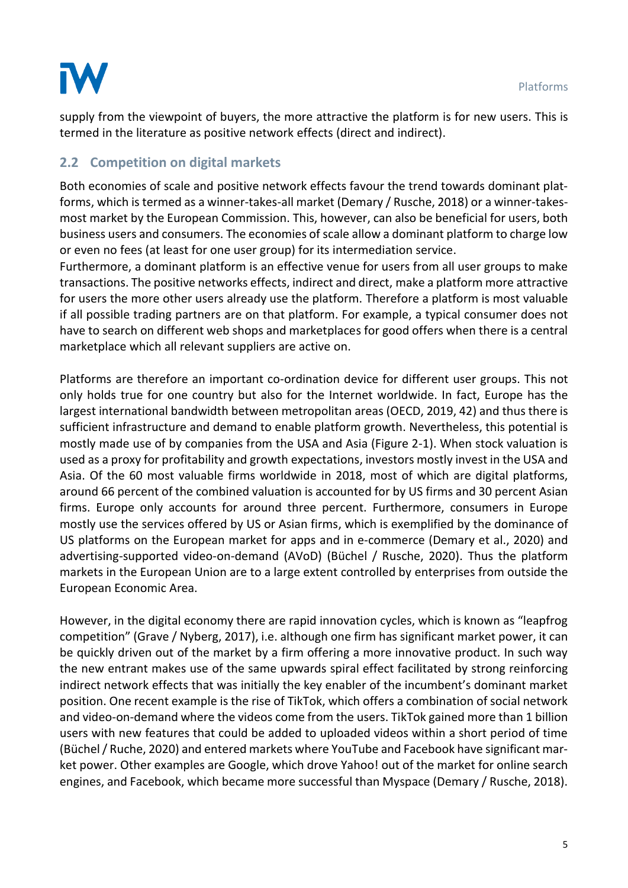supply from the viewpoint of buyers, the more attractive the platform is for new users. This is termed in the literature as positive network effects (direct and indirect).

## 2.2 Competition on digital markets

Both economies of scale and positive network effects favour the trend towards dominant platforms, which is termed as a winner-takes-all market (Demary / Rusche, 2018) or a winner-takes-most market by the European Commission. This, however, can also be beneficial for users, both business users and consumers. The economies of scale allow a dominant platform to charge low or even no fees (at least for one user group) for its intermediation service.
Furthermore, a dominant platform is an effective venue for users from all user groups to make transactions. The positive networks effects, indirect and direct, make a platform more attractive for users the more other users already use the platform. Therefore a platform is most valuable if all possible trading partners are on that platform. For example, a typical consumer does not have to search on different web shops and marketplaces for good offers when there is a central marketplace which all relevant suppliers are active on.

Platforms are therefore an important co-ordination device for different user groups. This not only holds true for one country but also for the Internet worldwide. In fact, Europe has the largest international bandwidth between metropolitan areas (OECD, 2019, 42) and thus there is sufficient infrastructure and demand to enable platform growth. Nevertheless, this potential is mostly made use of by companies from the USA and Asia (Figure 2-1). When stock valuation is used as a proxy for profitability and growth expectations, investors mostly invest in the USA and Asia. Of the 60 most valuable firms worldwide in 2018, most of which are digital platforms, around 66 percent of the combined valuation is accounted for by US firms and 30 percent Asian firms. Europe only accounts for around three percent. Furthermore, consumers in Europe mostly use the services offered by US or Asian firms, which is exemplified by the dominance of US platforms on the European market for apps and in e-commerce (Demary et al., 2020) and advertising-supported video-on-demand (AVoD) (Büchel / Rusche, 2020). Thus the platform markets in the European Union are to a large extent controlled by enterprises from outside the European Economic Area.

However, in the digital economy there are rapid innovation cycles, which is known as "leapfrog competition" (Grave / Nyberg, 2017), i.e. although one firm has significant market power, it can be quickly driven out of the market by a firm offering a more innovative product. In such way the new entrant makes use of the same upwards spiral effect facilitated by strong reinforcing indirect network effects that was initially the key enabler of the incumbent's dominant market position. One recent example is the rise of TikTok, which offers a combination of social network and video-on-demand where the videos come from the users. TikTok gained more than 1 billion users with new features that could be added to uploaded videos within a short period of time (Büchel / Ruche, 2020) and entered markets where YouTube and Facebook have significant market power. Other examples are Google, which drove Yahoo! out of the market for online search engines, and Facebook, which became more successful than Myspace (Demary / Rusche, 2018).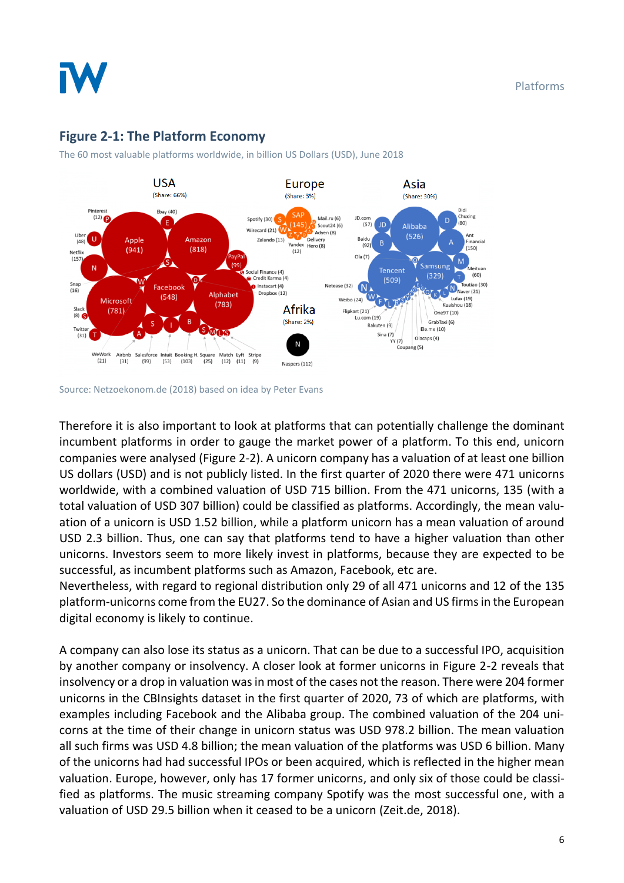## Figure 2-1: The Platform Economy

The 60 most valuable platforms worldwide, in billion US Dollars (USD), June 2018

Source: Netzoekonom.de (2018) based on idea by Peter Evans

Therefore it is also important to look at platforms that can potentially challenge the dominant incumbent platforms in order to gauge the market power of a platform. To this end, unicorn companies were analysed (Figure 2-2). A unicorn company has a valuation of at least one billion US dollars (USD) and is not publicly listed. In the first quarter of 2020 there were 471 unicorns worldwide, with a combined valuation of USD 715 billion. From the 471 unicorns, 135 (with a total valuation of USD 307 billion) could be classified as platforms. Accordingly, the mean valuation of a unicorn is USD 1.52 billion, while a platform unicorn has a mean valuation of around USD 2.3 billion. Thus, one can say that platforms tend to have a higher valuation than other unicorns. Investors seem to more likely invest in platforms, because they are expected to be successful, as incumbent platforms such as Amazon, Facebook, etc are.
Nevertheless, with regard to regional distribution only 29 of all 471 unicorns and 12 of the 135 platform-unicorns come from the EU27. So the dominance of Asian and US firms in the European digital economy is likely to continue.

A company can also lose its status as a unicorn. That can be due to a successful IPO, acquisition by another company or insolvency. A closer look at former unicorns in Figure 2-2 reveals that insolvency or a drop in valuation was in most of the cases not the reason. There were 204 former unicorns in the CBInsights dataset in the first quarter of 2020, 73 of which are platforms, with examples including Facebook and the Alibaba group. The combined valuation of the 204 unicorns at the time of their change in unicorn status was USD 978.2 billion. The mean valuation all such firms was USD 4.8 billion; the mean valuation of the platforms was USD 6 billion. Many of the unicorns had had successful IPOs or been acquired, which is reflected in the higher mean valuation. Europe, however, only has 17 former unicorns, and only six of those could be classified as platforms. The music streaming company Spotify was the most successful one, with a valuation of USD 29.5 billion when it ceased to be a unicorn (Zeit.de, 2018).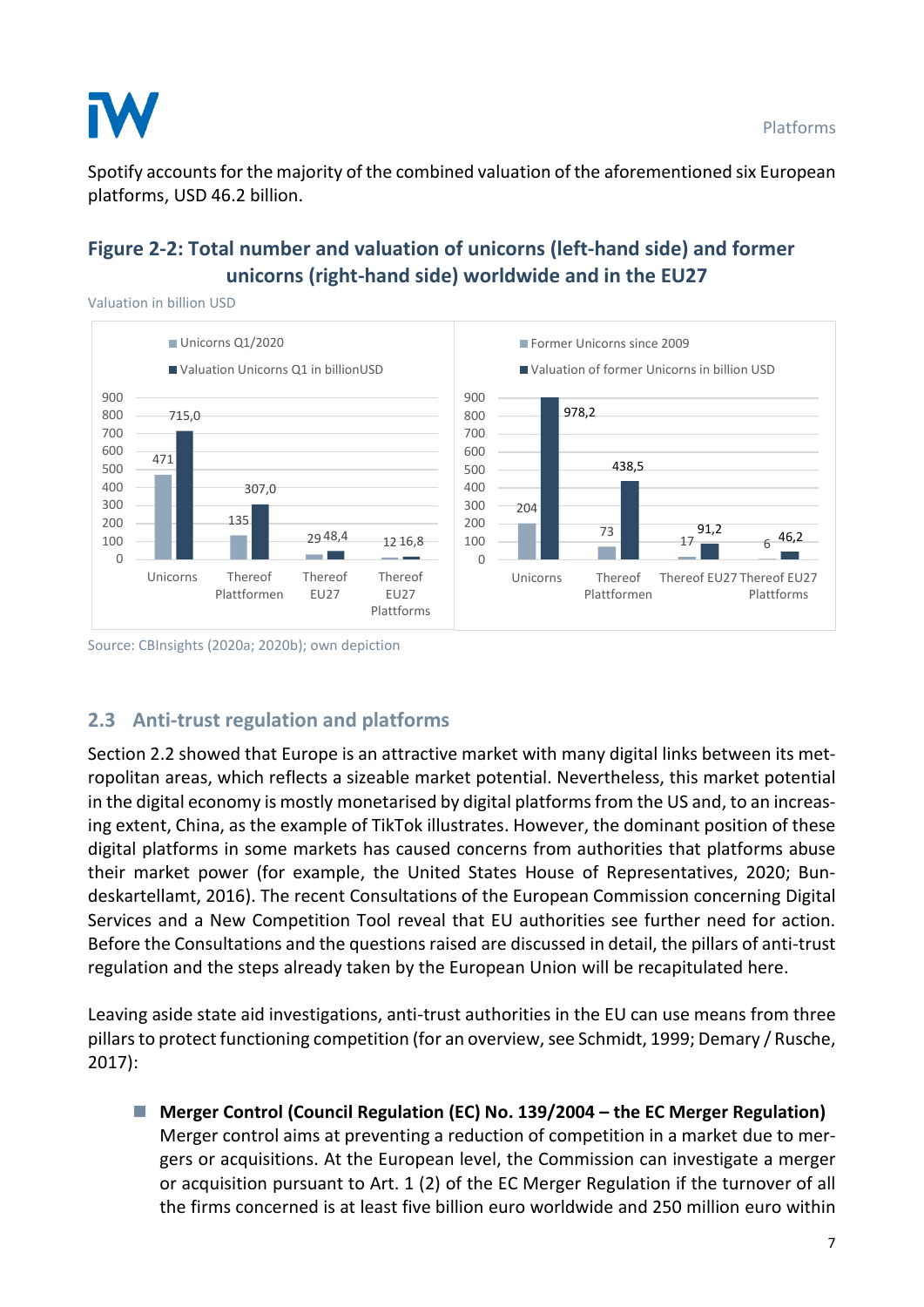Spotify accounts for the majority of the combined valuation of the aforementioned six European platforms, USD 46.2 billion.

### Figure 2-2: Total number and valuation of unicorns (left-hand side) and former unicorns (right-hand side) worldwide and in the EU27

Valuation in billion USD

| | Unicorns Q1/2020 | Valuation Unicorns Q1 in billionUSD |
|---|---|---|
| Unicorns | 471 | 715,0 |
| Thereof Plattformen | 135 | 307,0 |
| Thereof EU27 | 29 | 48,4 |
| Thereof EU27 Platforms | 12 | 16,8 |

| | Former Unicorns since 2009 | Valuation of former Unicorns in billion USD |
|---|---|---|
| Unicorns | 204 | 978,2 |
| Thereof Plattformen | 73 | 438,5 |
| Thereof EU27 | 17 | 91,2 |
| Thereof EU27 Plattforms | 6 | 46,2 |

Source: CBInsights (2020a; 2020b); own depiction

## 2.3 Anti-trust regulation and platforms

Section 2.2 showed that Europe is an attractive market with many digital links between its metropolitan areas, which reflects a sizeable market potential. Nevertheless, this market potential in the digital economy is mostly monetarised by digital platforms from the US and, to an increasing extent, China, as the example of TikTok illustrates. However, the dominant position of these digital platforms in some markets has caused concerns from authorities that platforms abuse their market power (for example, the United States House of Representatives, 2020; Bundeskartellamt, 2016). The recent Consultations of the European Commission concerning Digital Services and a New Competition Tool reveal that EU authorities see further need for action. Before the Consultations and the questions raised are discussed in detail, the pillars of anti-trust regulation and the steps already taken by the European Union will be recapitulated here.

Leaving aside state aid investigations, anti-trust authorities in the EU can use means from three pillars to protect functioning competition (for an overview, see Schmidt, 1999; Demary / Rusche, 2017):

- **Merger Control (Council Regulation (EC) No. 139/2004 – the EC Merger Regulation)**
  Merger control aims at preventing a reduction of competition in a market due to mergers or acquisitions. At the European level, the Commission can investigate a merger or acquisition pursuant to Art. 1 (2) of the EC Merger Regulation if the turnover of all the firms concerned is at least five billion euro worldwide and 250 million euro within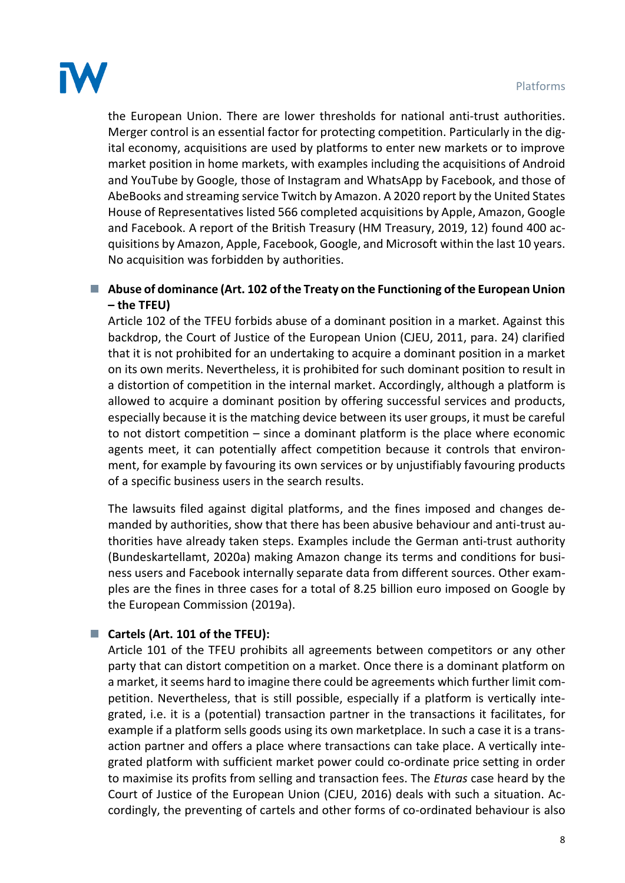the European Union. There are lower thresholds for national anti-trust authorities. Merger control is an essential factor for protecting competition. Particularly in the digital economy, acquisitions are used by platforms to enter new markets or to improve market position in home markets, with examples including the acquisitions of Android and YouTube by Google, those of Instagram and WhatsApp by Facebook, and those of AbeBooks and streaming service Twitch by Amazon. A 2020 report by the United States House of Representatives listed 566 completed acquisitions by Apple, Amazon, Google and Facebook. A report of the British Treasury (HM Treasury, 2019, 12) found 400 acquisitions by Amazon, Apple, Facebook, Google, and Microsoft within the last 10 years. No acquisition was forbidden by authorities.

- **Abuse of dominance (Art. 102 of the Treaty on the Functioning of the European Union – the TFEU)**
  Article 102 of the TFEU forbids abuse of a dominant position in a market. Against this backdrop, the Court of Justice of the European Union (CJEU, 2011, para. 24) clarified that it is not prohibited for an undertaking to acquire a dominant position in a market on its own merits. Nevertheless, it is prohibited for such dominant position to result in a distortion of competition in the internal market. Accordingly, although a platform is allowed to acquire a dominant position by offering successful services and products, especially because it is the matching device between its user groups, it must be careful to not distort competition – since a dominant platform is the place where economic agents meet, it can potentially affect competition because it controls that environment, for example by favouring its own services or by unjustifiably favouring products of a specific business users in the search results.

  The lawsuits filed against digital platforms, and the fines imposed and changes demanded by authorities, show that there has been abusive behaviour and anti-trust authorities have already taken steps. Examples include the German anti-trust authority (Bundeskartellamt, 2020a) making Amazon change its terms and conditions for business users and Facebook internally separate data from different sources. Other examples are the fines in three cases for a total of 8.25 billion euro imposed on Google by the European Commission (2019a).

- **Cartels (Art. 101 of the TFEU):**
  Article 101 of the TFEU prohibits all agreements between competitors or any other party that can distort competition on a market. Once there is a dominant platform on a market, it seems hard to imagine there could be agreements which further limit competition. Nevertheless, that is still possible, especially if a platform is vertically integrated, i.e. it is a (potential) transaction partner in the transactions it facilitates, for example if a platform sells goods using its own marketplace. In such a case it is a transaction partner and offers a place where transactions can take place. A vertically integrated platform with sufficient market power could co-ordinate price setting in order to maximise its profits from selling and transaction fees. The *Eturas* case heard by the Court of Justice of the European Union (CJEU, 2016) deals with such a situation. Accordingly, the preventing of cartels and other forms of co-ordinated behaviour is also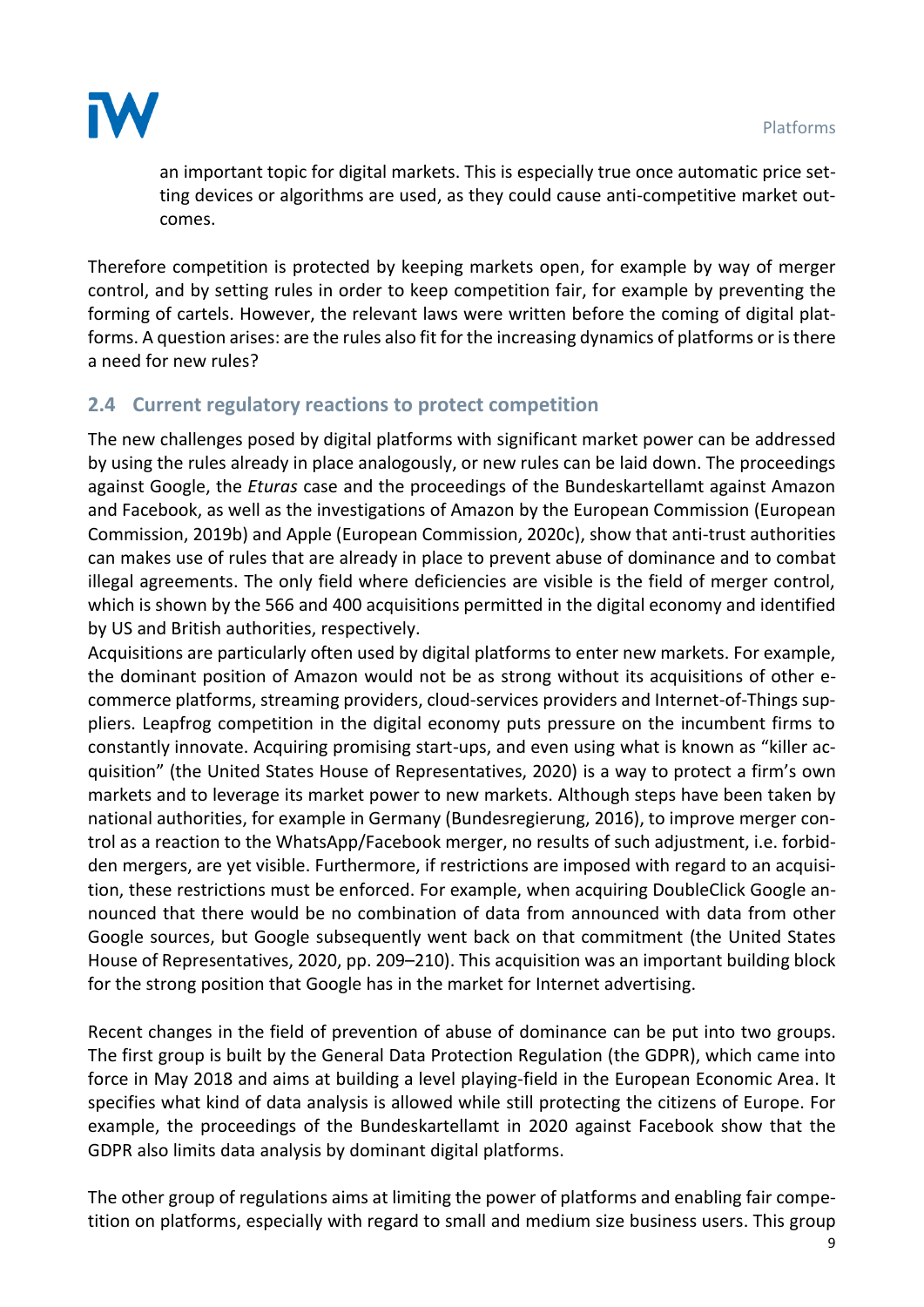an important topic for digital markets. This is especially true once automatic price setting devices or algorithms are used, as they could cause anti-competitive market outcomes.

Therefore competition is protected by keeping markets open, for example by way of merger control, and by setting rules in order to keep competition fair, for example by preventing the forming of cartels. However, the relevant laws were written before the coming of digital platforms. A question arises: are the rules also fit for the increasing dynamics of platforms or is there a need for new rules?

## 2.4 Current regulatory reactions to protect competition

The new challenges posed by digital platforms with significant market power can be addressed by using the rules already in place analogously, or new rules can be laid down. The proceedings against Google, the *Eturas* case and the proceedings of the Bundeskartellamt against Amazon and Facebook, as well as the investigations of Amazon by the European Commission (European Commission, 2019b) and Apple (European Commission, 2020c), show that anti-trust authorities can makes use of rules that are already in place to prevent abuse of dominance and to combat illegal agreements. The only field where deficiencies are visible is the field of merger control, which is shown by the 566 and 400 acquisitions permitted in the digital economy and identified by US and British authorities, respectively.

Acquisitions are particularly often used by digital platforms to enter new markets. For example, the dominant position of Amazon would not be as strong without its acquisitions of other e-commerce platforms, streaming providers, cloud-services providers and Internet-of-Things suppliers. Leapfrog competition in the digital economy puts pressure on the incumbent firms to constantly innovate. Acquiring promising start-ups, and even using what is known as "killer acquisition" (the United States House of Representatives, 2020) is a way to protect a firm's own markets and to leverage its market power to new markets. Although steps have been taken by national authorities, for example in Germany (Bundesregierung, 2016), to improve merger control as a reaction to the WhatsApp/Facebook merger, no results of such adjustment, i.e. forbidden mergers, are yet visible. Furthermore, if restrictions are imposed with regard to an acquisition, these restrictions must be enforced. For example, when acquiring DoubleClick Google announced that there would be no combination of data from announced with data from other Google sources, but Google subsequently went back on that commitment (the United States House of Representatives, 2020, pp. 209–210). This acquisition was an important building block for the strong position that Google has in the market for Internet advertising.

Recent changes in the field of prevention of abuse of dominance can be put into two groups. The first group is built by the General Data Protection Regulation (the GDPR), which came into force in May 2018 and aims at building a level playing-field in the European Economic Area. It specifies what kind of data analysis is allowed while still protecting the citizens of Europe. For example, the proceedings of the Bundeskartellamt in 2020 against Facebook show that the GDPR also limits data analysis by dominant digital platforms.

The other group of regulations aims at limiting the power of platforms and enabling fair competition on platforms, especially with regard to small and medium size business users. This group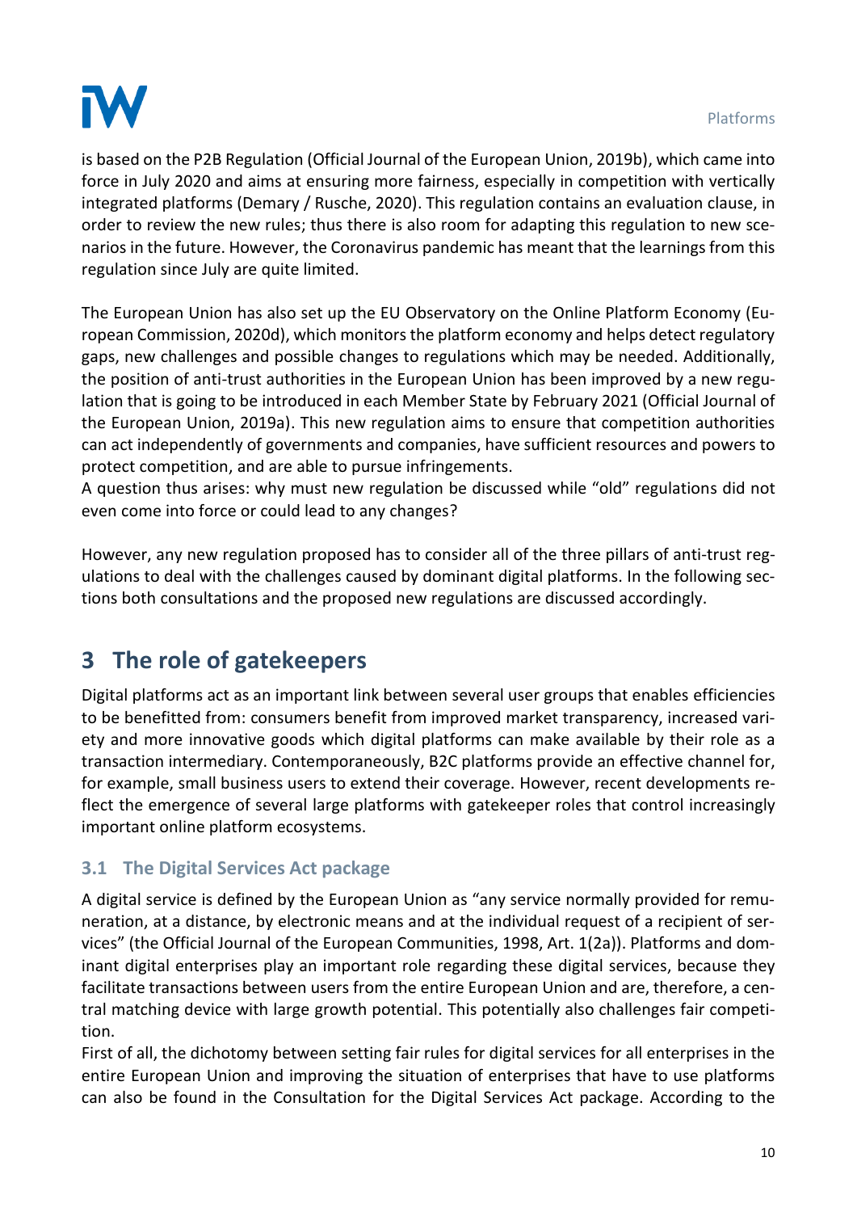is based on the P2B Regulation (Official Journal of the European Union, 2019b), which came into force in July 2020 and aims at ensuring more fairness, especially in competition with vertically integrated platforms (Demary / Rusche, 2020). This regulation contains an evaluation clause, in order to review the new rules; thus there is also room for adapting this regulation to new scenarios in the future. However, the Coronavirus pandemic has meant that the learnings from this regulation since July are quite limited.

The European Union has also set up the EU Observatory on the Online Platform Economy (European Commission, 2020d), which monitors the platform economy and helps detect regulatory gaps, new challenges and possible changes to regulations which may be needed. Additionally, the position of anti-trust authorities in the European Union has been improved by a new regulation that is going to be introduced in each Member State by February 2021 (Official Journal of the European Union, 2019a). This new regulation aims to ensure that competition authorities can act independently of governments and companies, have sufficient resources and powers to protect competition, and are able to pursue infringements.
A question thus arises: why must new regulation be discussed while "old" regulations did not even come into force or could lead to any changes?

However, any new regulation proposed has to consider all of the three pillars of anti-trust regulations to deal with the challenges caused by dominant digital platforms. In the following sections both consultations and the proposed new regulations are discussed accordingly.

# 3 The role of gatekeepers

Digital platforms act as an important link between several user groups that enables efficiencies to be benefitted from: consumers benefit from improved market transparency, increased variety and more innovative goods which digital platforms can make available by their role as a transaction intermediary. Contemporaneously, B2C platforms provide an effective channel for, for example, small business users to extend their coverage. However, recent developments reflect the emergence of several large platforms with gatekeeper roles that control increasingly important online platform ecosystems.

## 3.1 The Digital Services Act package

A digital service is defined by the European Union as "any service normally provided for remuneration, at a distance, by electronic means and at the individual request of a recipient of services" (the Official Journal of the European Communities, 1998, Art. 1(2a)). Platforms and dominant digital enterprises play an important role regarding these digital services, because they facilitate transactions between users from the entire European Union and are, therefore, a central matching device with large growth potential. This potentially also challenges fair competition.
First of all, the dichotomy between setting fair rules for digital services for all enterprises in the entire European Union and improving the situation of enterprises that have to use platforms can also be found in the Consultation for the Digital Services Act package. According to the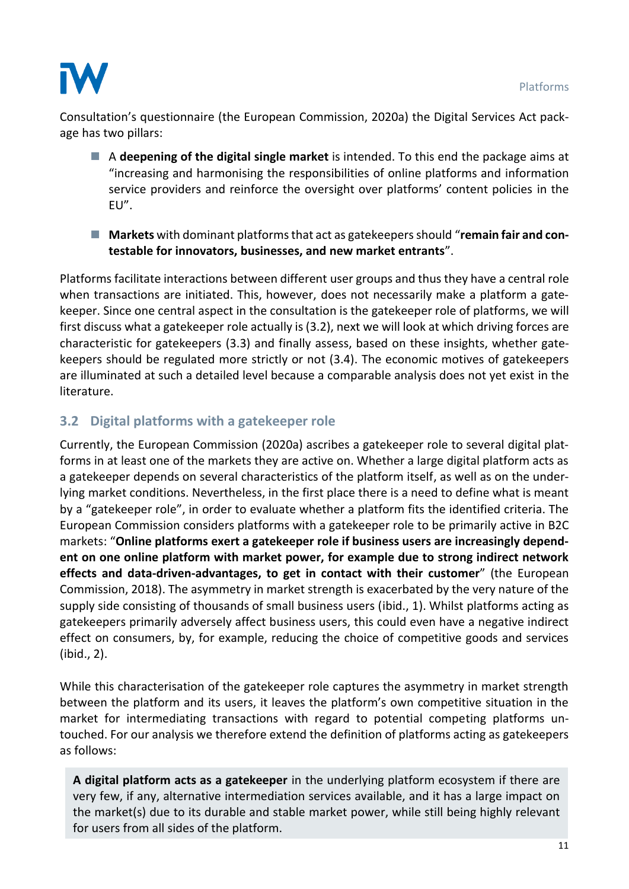Consultation's questionnaire (the European Commission, 2020a) the Digital Services Act package has two pillars:

- A **deepening of the digital single market** is intended. To this end the package aims at "increasing and harmonising the responsibilities of online platforms and information service providers and reinforce the oversight over platforms' content policies in the EU".

- **Markets** with dominant platforms that act as gatekeepers should "**remain fair and contestable for innovators, businesses, and new market entrants**".

Platforms facilitate interactions between different user groups and thus they have a central role when transactions are initiated. This, however, does not necessarily make a platform a gatekeeper. Since one central aspect in the consultation is the gatekeeper role of platforms, we will first discuss what a gatekeeper role actually is (3.2), next we will look at which driving forces are characteristic for gatekeepers (3.3) and finally assess, based on these insights, whether gatekeepers should be regulated more strictly or not (3.4). The economic motives of gatekeepers are illuminated at such a detailed level because a comparable analysis does not yet exist in the literature.

## 3.2 Digital platforms with a gatekeeper role

Currently, the European Commission (2020a) ascribes a gatekeeper role to several digital platforms in at least one of the markets they are active on. Whether a large digital platform acts as a gatekeeper depends on several characteristics of the platform itself, as well as on the underlying market conditions. Nevertheless, in the first place there is a need to define what is meant by a "gatekeeper role", in order to evaluate whether a platform fits the identified criteria. The European Commission considers platforms with a gatekeeper role to be primarily active in B2C markets: "**Online platforms exert a gatekeeper role if business users are increasingly dependent on one online platform with market power, for example due to strong indirect network effects and data-driven-advantages, to get in contact with their customer**" (the European Commission, 2018). The asymmetry in market strength is exacerbated by the very nature of the supply side consisting of thousands of small business users (ibid., 1). Whilst platforms acting as gatekeepers primarily adversely affect business users, this could even have a negative indirect effect on consumers, by, for example, reducing the choice of competitive goods and services (ibid., 2).

While this characterisation of the gatekeeper role captures the asymmetry in market strength between the platform and its users, it leaves the platform's own competitive situation in the market for intermediating transactions with regard to potential competing platforms untouched. For our analysis we therefore extend the definition of platforms acting as gatekeepers as follows:

> **A digital platform acts as a gatekeeper** in the underlying platform ecosystem if there are very few, if any, alternative intermediation services available, and it has a large impact on the market(s) due to its durable and stable market power, while still being highly relevant for users from all sides of the platform.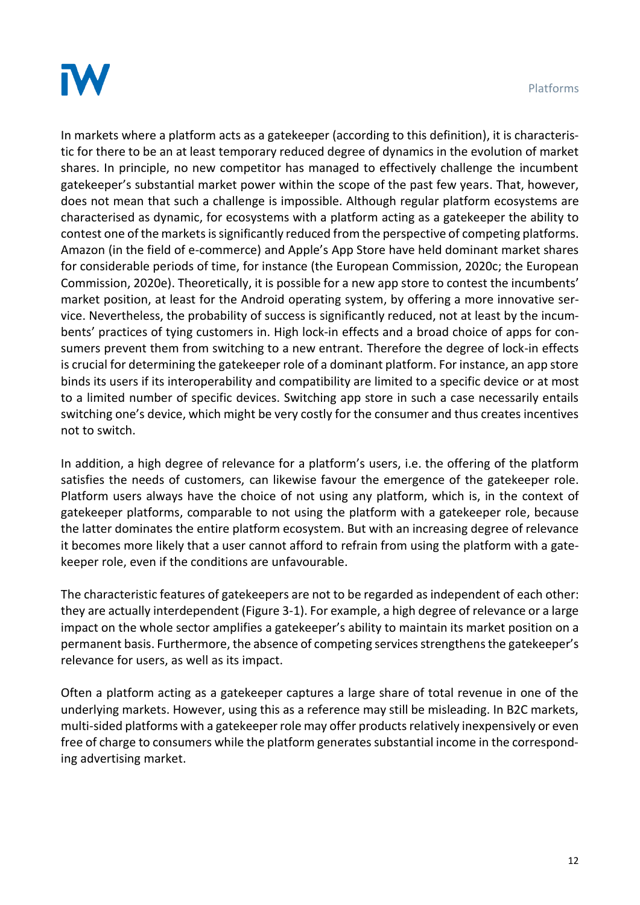In markets where a platform acts as a gatekeeper (according to this definition), it is characteristic for there to be an at least temporary reduced degree of dynamics in the evolution of market shares. In principle, no new competitor has managed to effectively challenge the incumbent gatekeeper's substantial market power within the scope of the past few years. That, however, does not mean that such a challenge is impossible. Although regular platform ecosystems are characterised as dynamic, for ecosystems with a platform acting as a gatekeeper the ability to contest one of the markets is significantly reduced from the perspective of competing platforms. Amazon (in the field of e-commerce) and Apple's App Store have held dominant market shares for considerable periods of time, for instance (the European Commission, 2020c; the European Commission, 2020e). Theoretically, it is possible for a new app store to contest the incumbents' market position, at least for the Android operating system, by offering a more innovative service. Nevertheless, the probability of success is significantly reduced, not at least by the incumbents' practices of tying customers in. High lock-in effects and a broad choice of apps for consumers prevent them from switching to a new entrant. Therefore the degree of lock-in effects is crucial for determining the gatekeeper role of a dominant platform. For instance, an app store binds its users if its interoperability and compatibility are limited to a specific device or at most to a limited number of specific devices. Switching app store in such a case necessarily entails switching one's device, which might be very costly for the consumer and thus creates incentives not to switch.

In addition, a high degree of relevance for a platform's users, i.e. the offering of the platform satisfies the needs of customers, can likewise favour the emergence of the gatekeeper role. Platform users always have the choice of not using any platform, which is, in the context of gatekeeper platforms, comparable to not using the platform with a gatekeeper role, because the latter dominates the entire platform ecosystem. But with an increasing degree of relevance it becomes more likely that a user cannot afford to refrain from using the platform with a gatekeeper role, even if the conditions are unfavourable.

The characteristic features of gatekeepers are not to be regarded as independent of each other: they are actually interdependent (Figure 3-1). For example, a high degree of relevance or a large impact on the whole sector amplifies a gatekeeper's ability to maintain its market position on a permanent basis. Furthermore, the absence of competing services strengthens the gatekeeper's relevance for users, as well as its impact.

Often a platform acting as a gatekeeper captures a large share of total revenue in one of the underlying markets. However, using this as a reference may still be misleading. In B2C markets, multi-sided platforms with a gatekeeper role may offer products relatively inexpensively or even free of charge to consumers while the platform generates substantial income in the corresponding advertising market.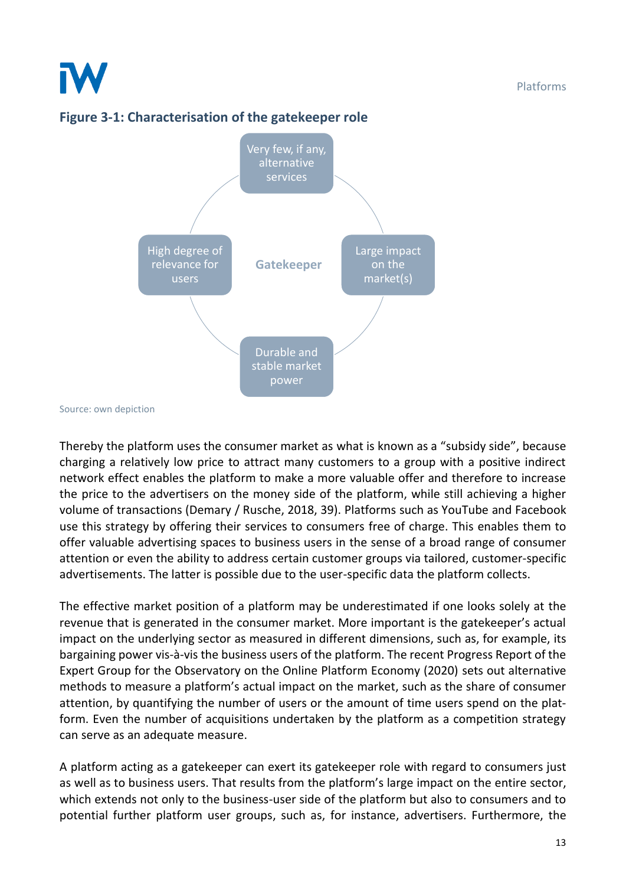**Figure 3-1: Characterisation of the gatekeeper role**

Very few, if any, alternative services

High degree of relevance for users

Gatekeeper

Large impact on the market(s)

Durable and stable market power

Source: own depiction

Thereby the platform uses the consumer market as what is known as a "subsidy side", because charging a relatively low price to attract many customers to a group with a positive indirect network effect enables the platform to make a more valuable offer and therefore to increase the price to the advertisers on the money side of the platform, while still achieving a higher volume of transactions (Demary / Rusche, 2018, 39). Platforms such as YouTube and Facebook use this strategy by offering their services to consumers free of charge. This enables them to offer valuable advertising spaces to business users in the sense of a broad range of consumer attention or even the ability to address certain customer groups via tailored, customer-specific advertisements. The latter is possible due to the user-specific data the platform collects.

The effective market position of a platform may be underestimated if one looks solely at the revenue that is generated in the consumer market. More important is the gatekeeper's actual impact on the underlying sector as measured in different dimensions, such as, for example, its bargaining power vis-à-vis the business users of the platform. The recent Progress Report of the Expert Group for the Observatory on the Online Platform Economy (2020) sets out alternative methods to measure a platform's actual impact on the market, such as the share of consumer attention, by quantifying the number of users or the amount of time users spend on the platform. Even the number of acquisitions undertaken by the platform as a competition strategy can serve as an adequate measure.

A platform acting as a gatekeeper can exert its gatekeeper role with regard to consumers just as well as to business users. That results from the platform's large impact on the entire sector, which extends not only to the business-user side of the platform but also to consumers and to potential further platform user groups, such as, for instance, advertisers. Furthermore, the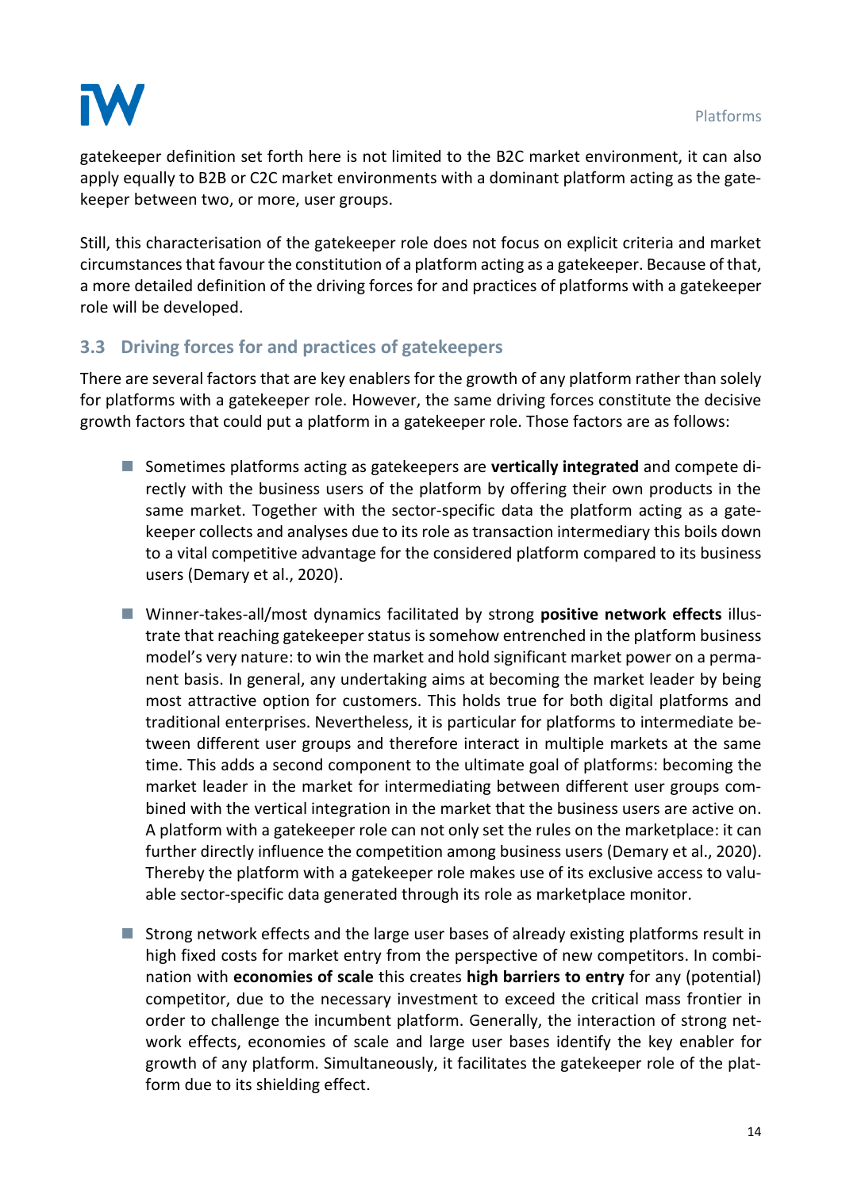gatekeeper definition set forth here is not limited to the B2C market environment, it can also apply equally to B2B or C2C market environments with a dominant platform acting as the gatekeeper between two, or more, user groups.

Still, this characterisation of the gatekeeper role does not focus on explicit criteria and market circumstances that favour the constitution of a platform acting as a gatekeeper. Because of that, a more detailed definition of the driving forces for and practices of platforms with a gatekeeper role will be developed.

### 3.3 Driving forces for and practices of gatekeepers

There are several factors that are key enablers for the growth of any platform rather than solely for platforms with a gatekeeper role. However, the same driving forces constitute the decisive growth factors that could put a platform in a gatekeeper role. Those factors are as follows:

- Sometimes platforms acting as gatekeepers are **vertically integrated** and compete directly with the business users of the platform by offering their own products in the same market. Together with the sector-specific data the platform acting as a gatekeeper collects and analyses due to its role as transaction intermediary this boils down to a vital competitive advantage for the considered platform compared to its business users (Demary et al., 2020).
- Winner-takes-all/most dynamics facilitated by strong **positive network effects** illustrate that reaching gatekeeper status is somehow entrenched in the platform business model's very nature: to win the market and hold significant market power on a permanent basis. In general, any undertaking aims at becoming the market leader by being most attractive option for customers. This holds true for both digital platforms and traditional enterprises. Nevertheless, it is particular for platforms to intermediate between different user groups and therefore interact in multiple markets at the same time. This adds a second component to the ultimate goal of platforms: becoming the market leader in the market for intermediating between different user groups combined with the vertical integration in the market that the business users are active on. A platform with a gatekeeper role can not only set the rules on the marketplace: it can further directly influence the competition among business users (Demary et al., 2020). Thereby the platform with a gatekeeper role makes use of its exclusive access to valuable sector-specific data generated through its role as marketplace monitor.
- Strong network effects and the large user bases of already existing platforms result in high fixed costs for market entry from the perspective of new competitors. In combination with **economies of scale** this creates **high barriers to entry** for any (potential) competitor, due to the necessary investment to exceed the critical mass frontier in order to challenge the incumbent platform. Generally, the interaction of strong network effects, economies of scale and large user bases identify the key enabler for growth of any platform. Simultaneously, it facilitates the gatekeeper role of the platform due to its shielding effect.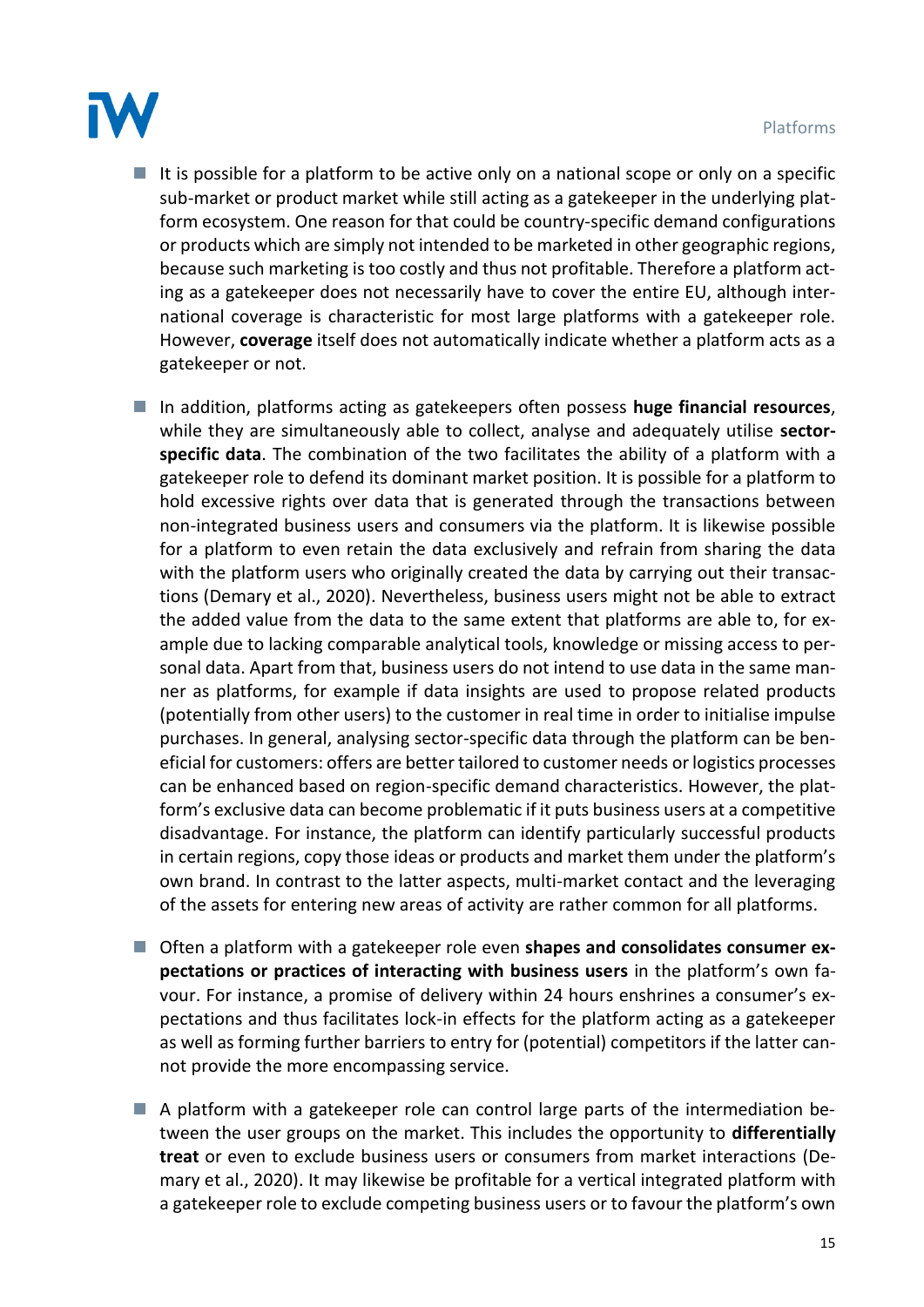- It is possible for a platform to be active only on a national scope or only on a specific sub-market or product market while still acting as a gatekeeper in the underlying platform ecosystem. One reason for that could be country-specific demand configurations or products which are simply not intended to be marketed in other geographic regions, because such marketing is too costly and thus not profitable. Therefore a platform acting as a gatekeeper does not necessarily have to cover the entire EU, although international coverage is characteristic for most large platforms with a gatekeeper role. However, **coverage** itself does not automatically indicate whether a platform acts as a gatekeeper or not.

- In addition, platforms acting as gatekeepers often possess **huge financial resources**, while they are simultaneously able to collect, analyse and adequately utilise **sector-specific data**. The combination of the two facilitates the ability of a platform with a gatekeeper role to defend its dominant market position. It is possible for a platform to hold excessive rights over data that is generated through the transactions between non-integrated business users and consumers via the platform. It is likewise possible for a platform to even retain the data exclusively and refrain from sharing the data with the platform users who originally created the data by carrying out their transactions (Demary et al., 2020). Nevertheless, business users might not be able to extract the added value from the data to the same extent that platforms are able to, for example due to lacking comparable analytical tools, knowledge or missing access to personal data. Apart from that, business users do not intend to use data in the same manner as platforms, for example if data insights are used to propose related products (potentially from other users) to the customer in real time in order to initialise impulse purchases. In general, analysing sector-specific data through the platform can be beneficial for customers: offers are better tailored to customer needs or logistics processes can be enhanced based on region-specific demand characteristics. However, the platform's exclusive data can become problematic if it puts business users at a competitive disadvantage. For instance, the platform can identify particularly successful products in certain regions, copy those ideas or products and market them under the platform's own brand. In contrast to the latter aspects, multi-market contact and the leveraging of the assets for entering new areas of activity are rather common for all platforms.

- Often a platform with a gatekeeper role even **shapes and consolidates consumer expectations or practices of interacting with business users** in the platform's own favour. For instance, a promise of delivery within 24 hours enshrines a consumer's expectations and thus facilitates lock-in effects for the platform acting as a gatekeeper as well as forming further barriers to entry for (potential) competitors if the latter cannot provide the more encompassing service.

- A platform with a gatekeeper role can control large parts of the intermediation between the user groups on the market. This includes the opportunity to **differentially treat** or even to exclude business users or consumers from market interactions (Demary et al., 2020). It may likewise be profitable for a vertical integrated platform with a gatekeeper role to exclude competing business users or to favour the platform's own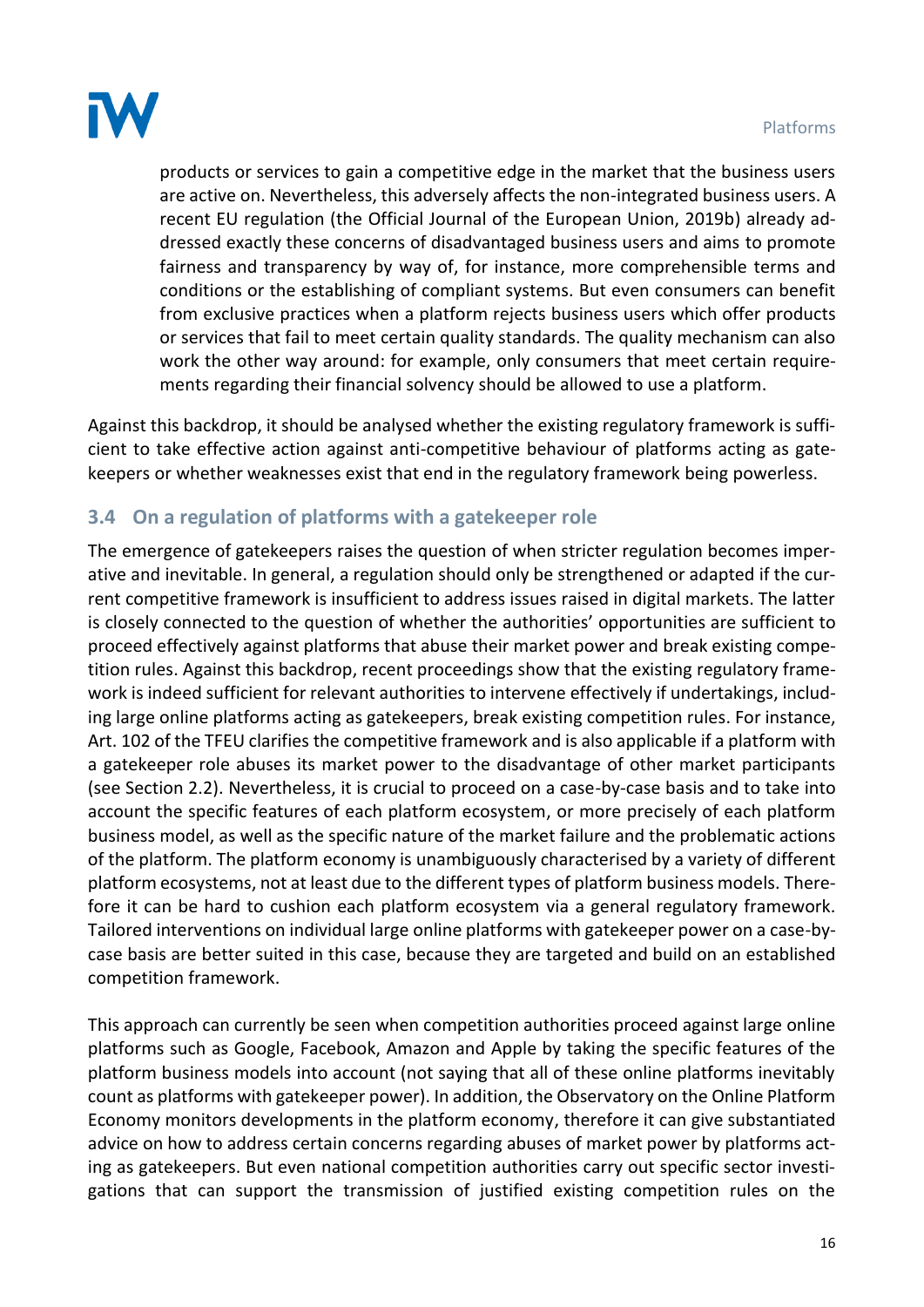products or services to gain a competitive edge in the market that the business users are active on. Nevertheless, this adversely affects the non-integrated business users. A recent EU regulation (the Official Journal of the European Union, 2019b) already addressed exactly these concerns of disadvantaged business users and aims to promote fairness and transparency by way of, for instance, more comprehensible terms and conditions or the establishing of compliant systems. But even consumers can benefit from exclusive practices when a platform rejects business users which offer products or services that fail to meet certain quality standards. The quality mechanism can also work the other way around: for example, only consumers that meet certain requirements regarding their financial solvency should be allowed to use a platform.

Against this backdrop, it should be analysed whether the existing regulatory framework is sufficient to take effective action against anti-competitive behaviour of platforms acting as gatekeepers or whether weaknesses exist that end in the regulatory framework being powerless.

## 3.4 On a regulation of platforms with a gatekeeper role

The emergence of gatekeepers raises the question of when stricter regulation becomes imperative and inevitable. In general, a regulation should only be strengthened or adapted if the current competitive framework is insufficient to address issues raised in digital markets. The latter is closely connected to the question of whether the authorities' opportunities are sufficient to proceed effectively against platforms that abuse their market power and break existing competition rules. Against this backdrop, recent proceedings show that the existing regulatory framework is indeed sufficient for relevant authorities to intervene effectively if undertakings, including large online platforms acting as gatekeepers, break existing competition rules. For instance, Art. 102 of the TFEU clarifies the competitive framework and is also applicable if a platform with a gatekeeper role abuses its market power to the disadvantage of other market participants (see Section 2.2). Nevertheless, it is crucial to proceed on a case-by-case basis and to take into account the specific features of each platform ecosystem, or more precisely of each platform business model, as well as the specific nature of the market failure and the problematic actions of the platform. The platform economy is unambiguously characterised by a variety of different platform ecosystems, not at least due to the different types of platform business models. Therefore it can be hard to cushion each platform ecosystem via a general regulatory framework. Tailored interventions on individual large online platforms with gatekeeper power on a case-by-case basis are better suited in this case, because they are targeted and build on an established competition framework.

This approach can currently be seen when competition authorities proceed against large online platforms such as Google, Facebook, Amazon and Apple by taking the specific features of the platform business models into account (not saying that all of these online platforms inevitably count as platforms with gatekeeper power). In addition, the Observatory on the Online Platform Economy monitors developments in the platform economy, therefore it can give substantiated advice on how to address certain concerns regarding abuses of market power by platforms acting as gatekeepers. But even national competition authorities carry out specific sector investigations that can support the transmission of justified existing competition rules on the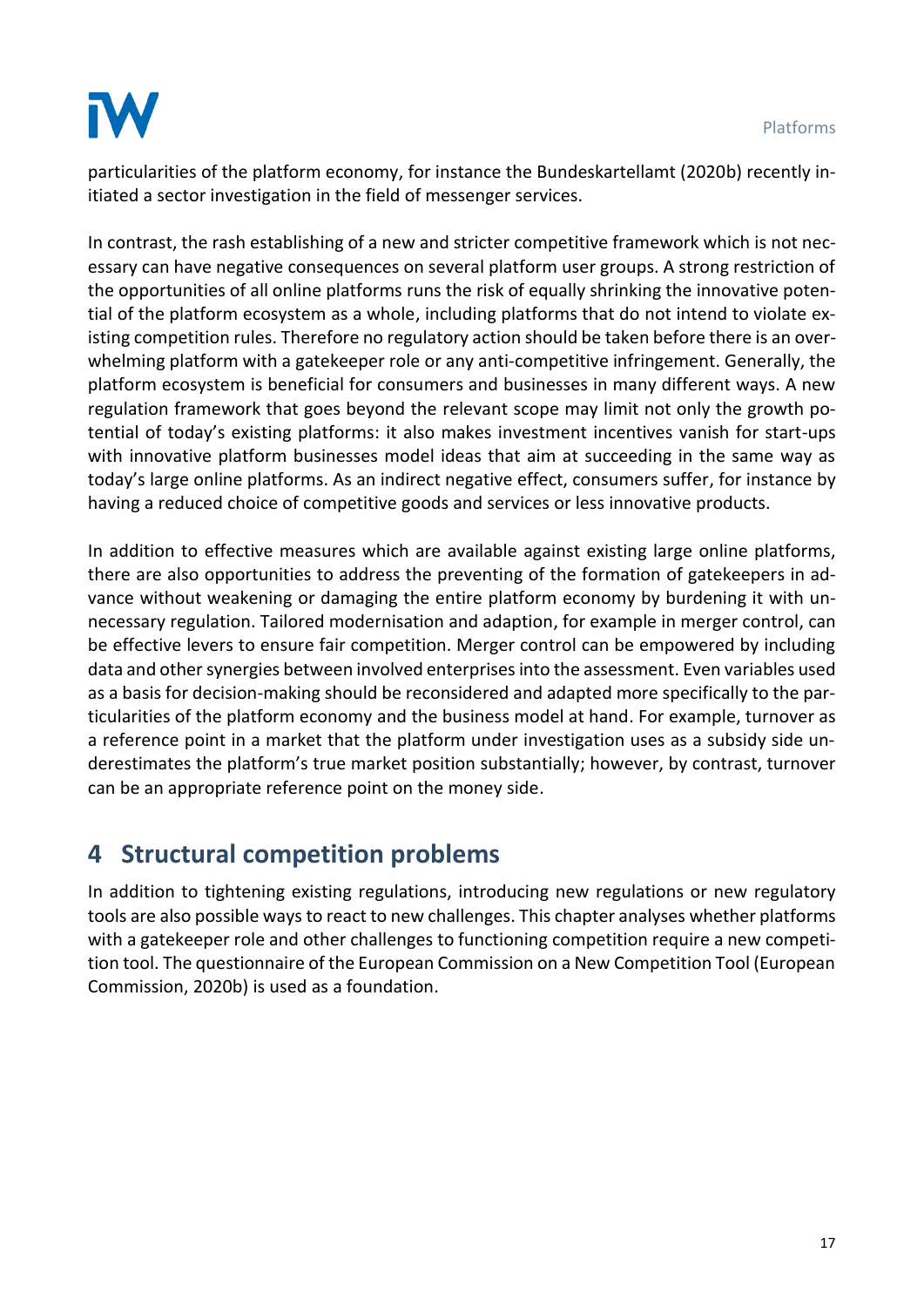particularities of the platform economy, for instance the Bundeskartellamt (2020b) recently initiated a sector investigation in the field of messenger services.

In contrast, the rash establishing of a new and stricter competitive framework which is not necessary can have negative consequences on several platform user groups. A strong restriction of the opportunities of all online platforms runs the risk of equally shrinking the innovative potential of the platform ecosystem as a whole, including platforms that do not intend to violate existing competition rules. Therefore no regulatory action should be taken before there is an overwhelming platform with a gatekeeper role or any anti-competitive infringement. Generally, the platform ecosystem is beneficial for consumers and businesses in many different ways. A new regulation framework that goes beyond the relevant scope may limit not only the growth potential of today's existing platforms: it also makes investment incentives vanish for start-ups with innovative platform businesses model ideas that aim at succeeding in the same way as today's large online platforms. As an indirect negative effect, consumers suffer, for instance by having a reduced choice of competitive goods and services or less innovative products.

In addition to effective measures which are available against existing large online platforms, there are also opportunities to address the preventing of the formation of gatekeepers in advance without weakening or damaging the entire platform economy by burdening it with unnecessary regulation. Tailored modernisation and adaption, for example in merger control, can be effective levers to ensure fair competition. Merger control can be empowered by including data and other synergies between involved enterprises into the assessment. Even variables used as a basis for decision-making should be reconsidered and adapted more specifically to the particularities of the platform economy and the business model at hand. For example, turnover as a reference point in a market that the platform under investigation uses as a subsidy side underestimates the platform's true market position substantially; however, by contrast, turnover can be an appropriate reference point on the money side.

## 4 Structural competition problems

In addition to tightening existing regulations, introducing new regulations or new regulatory tools are also possible ways to react to new challenges. This chapter analyses whether platforms with a gatekeeper role and other challenges to functioning competition require a new competition tool. The questionnaire of the European Commission on a New Competition Tool (European Commission, 2020b) is used as a foundation.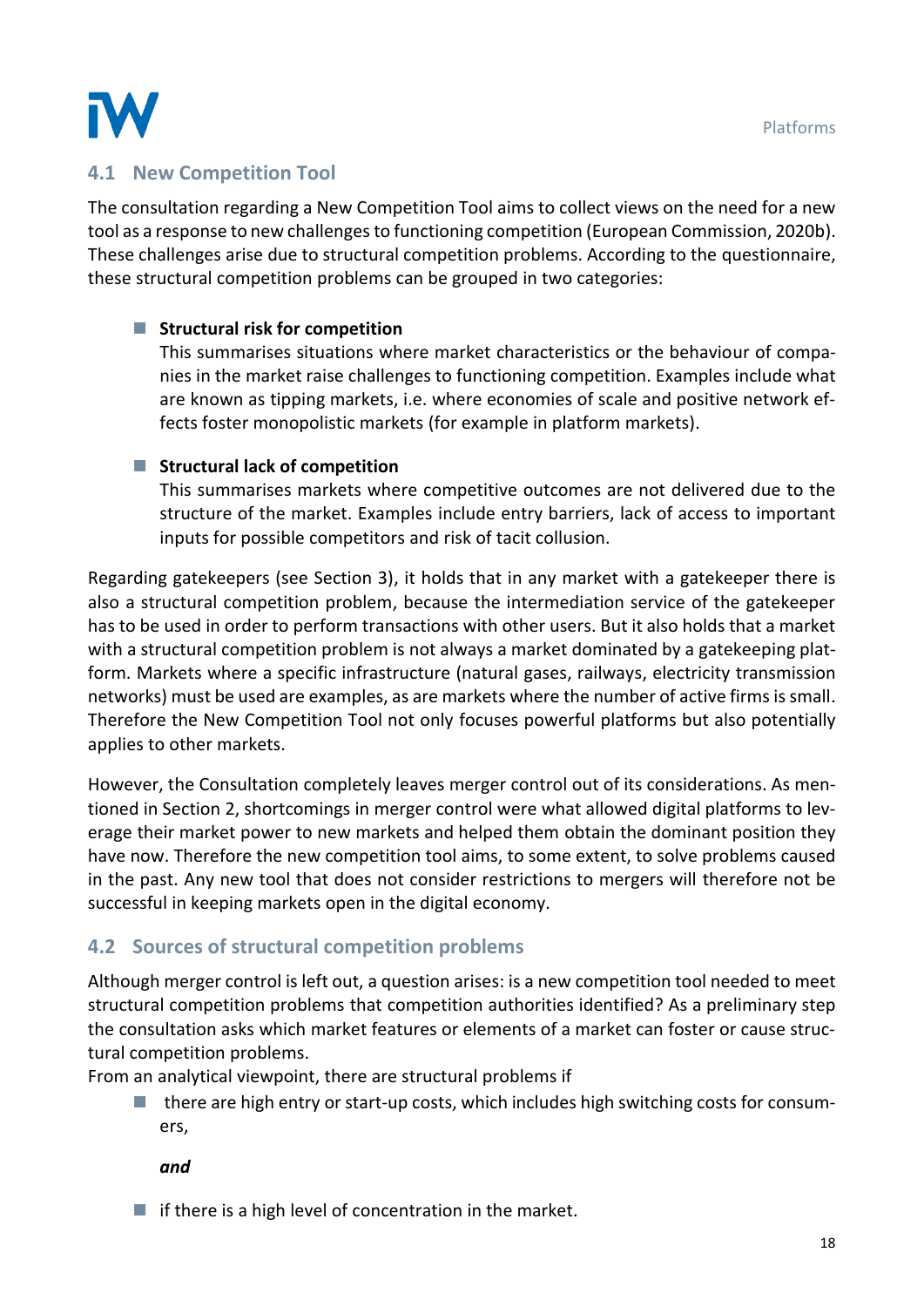## 4.1 New Competition Tool

The consultation regarding a New Competition Tool aims to collect views on the need for a new tool as a response to new challenges to functioning competition (European Commission, 2020b). These challenges arise due to structural competition problems. According to the questionnaire, these structural competition problems can be grouped in two categories:

- **Structural risk for competition**
  This summarises situations where market characteristics or the behaviour of companies in the market raise challenges to functioning competition. Examples include what are known as tipping markets, i.e. where economies of scale and positive network effects foster monopolistic markets (for example in platform markets).

- **Structural lack of competition**
  This summarises markets where competitive outcomes are not delivered due to the structure of the market. Examples include entry barriers, lack of access to important inputs for possible competitors and risk of tacit collusion.

Regarding gatekeepers (see Section 3), it holds that in any market with a gatekeeper there is also a structural competition problem, because the intermediation service of the gatekeeper has to be used in order to perform transactions with other users. But it also holds that a market with a structural competition problem is not always a market dominated by a gatekeeping platform. Markets where a specific infrastructure (natural gases, railways, electricity transmission networks) must be used are examples, as are markets where the number of active firms is small. Therefore the New Competition Tool not only focuses powerful platforms but also potentially applies to other markets.

However, the Consultation completely leaves merger control out of its considerations. As mentioned in Section 2, shortcomings in merger control were what allowed digital platforms to leverage their market power to new markets and helped them obtain the dominant position they have now. Therefore the new competition tool aims, to some extent, to solve problems caused in the past. Any new tool that does not consider restrictions to mergers will therefore not be successful in keeping markets open in the digital economy.

## 4.2 Sources of structural competition problems

Although merger control is left out, a question arises: is a new competition tool needed to meet structural competition problems that competition authorities identified? As a preliminary step the consultation asks which market features or elements of a market can foster or cause structural competition problems.

From an analytical viewpoint, there are structural problems if

- there are high entry or start-up costs, which includes high switching costs for consumers,

  ***and***

- if there is a high level of concentration in the market.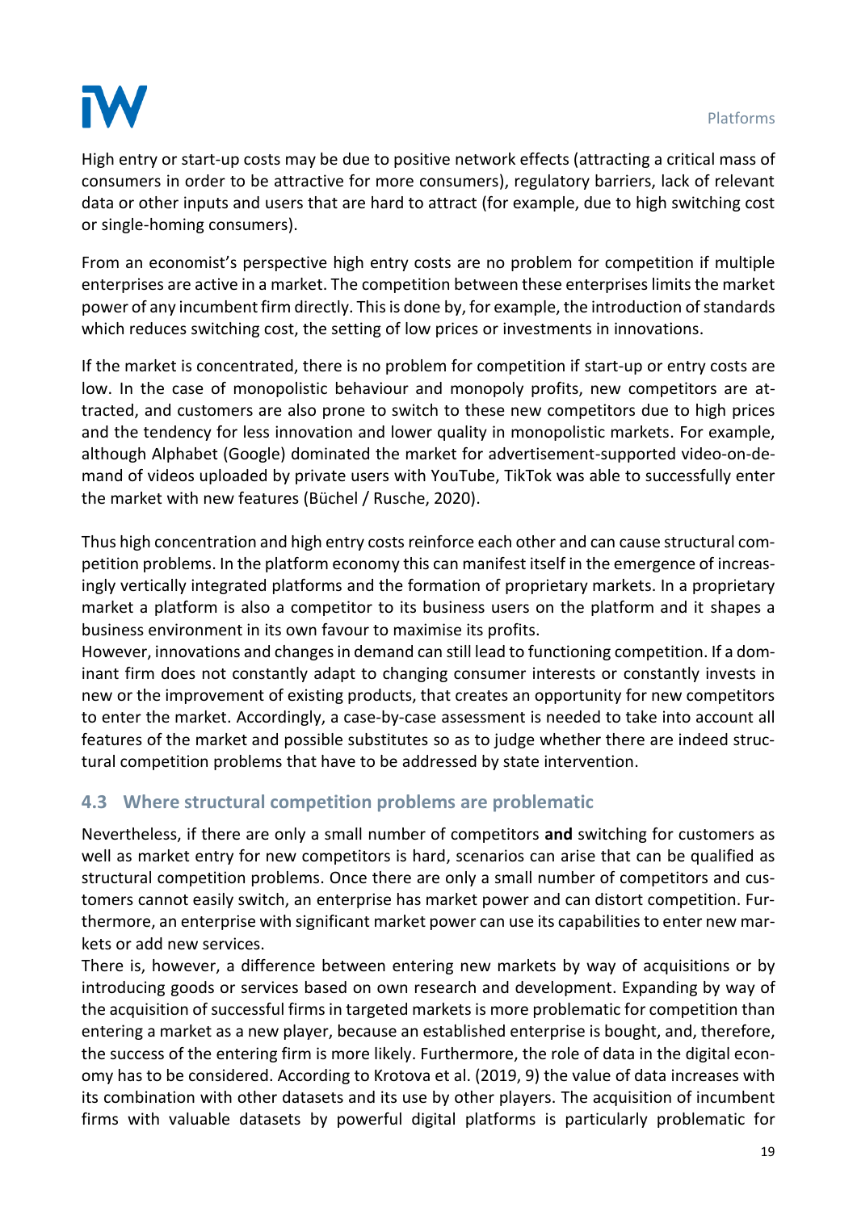High entry or start-up costs may be due to positive network effects (attracting a critical mass of consumers in order to be attractive for more consumers), regulatory barriers, lack of relevant data or other inputs and users that are hard to attract (for example, due to high switching cost or single-homing consumers).

From an economist's perspective high entry costs are no problem for competition if multiple enterprises are active in a market. The competition between these enterprises limits the market power of any incumbent firm directly. This is done by, for example, the introduction of standards which reduces switching cost, the setting of low prices or investments in innovations.

If the market is concentrated, there is no problem for competition if start-up or entry costs are low. In the case of monopolistic behaviour and monopoly profits, new competitors are attracted, and customers are also prone to switch to these new competitors due to high prices and the tendency for less innovation and lower quality in monopolistic markets. For example, although Alphabet (Google) dominated the market for advertisement-supported video-on-demand of videos uploaded by private users with YouTube, TikTok was able to successfully enter the market with new features (Büchel / Rusche, 2020).

Thus high concentration and high entry costs reinforce each other and can cause structural competition problems. In the platform economy this can manifest itself in the emergence of increasingly vertically integrated platforms and the formation of proprietary markets. In a proprietary market a platform is also a competitor to its business users on the platform and it shapes a business environment in its own favour to maximise its profits.
However, innovations and changes in demand can still lead to functioning competition. If a dominant firm does not constantly adapt to changing consumer interests or constantly invests in new or the improvement of existing products, that creates an opportunity for new competitors to enter the market. Accordingly, a case-by-case assessment is needed to take into account all features of the market and possible substitutes so as to judge whether there are indeed structural competition problems that have to be addressed by state intervention.

## 4.3 Where structural competition problems are problematic

Nevertheless, if there are only a small number of competitors **and** switching for customers as well as market entry for new competitors is hard, scenarios can arise that can be qualified as structural competition problems. Once there are only a small number of competitors and customers cannot easily switch, an enterprise has market power and can distort competition. Furthermore, an enterprise with significant market power can use its capabilities to enter new markets or add new services.
There is, however, a difference between entering new markets by way of acquisitions or by introducing goods or services based on own research and development. Expanding by way of the acquisition of successful firms in targeted markets is more problematic for competition than entering a market as a new player, because an established enterprise is bought, and, therefore, the success of the entering firm is more likely. Furthermore, the role of data in the digital economy has to be considered. According to Krotova et al. (2019, 9) the value of data increases with its combination with other datasets and its use by other players. The acquisition of incumbent firms with valuable datasets by powerful digital platforms is particularly problematic for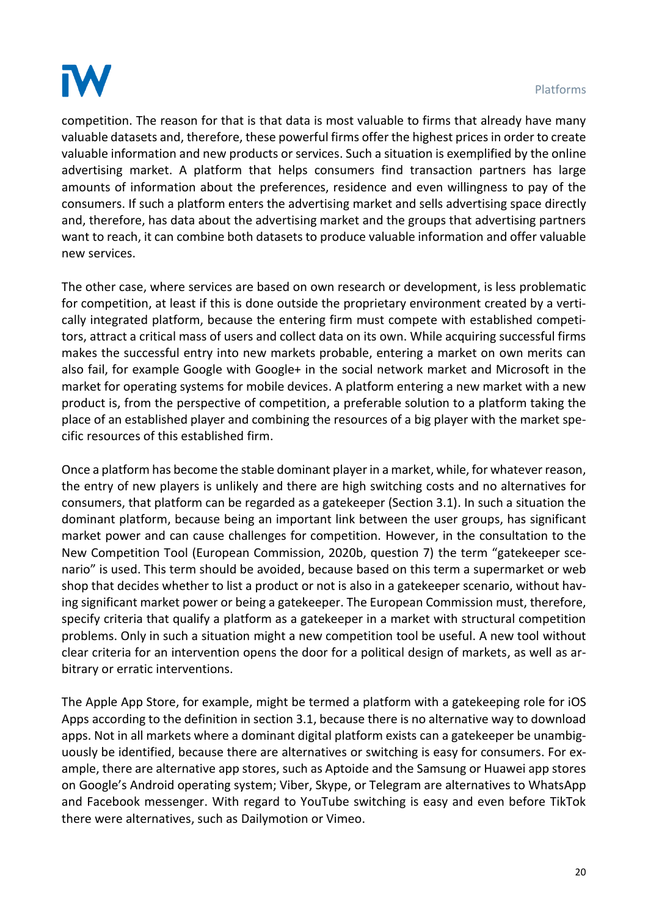competition. The reason for that is that data is most valuable to firms that already have many valuable datasets and, therefore, these powerful firms offer the highest prices in order to create valuable information and new products or services. Such a situation is exemplified by the online advertising market. A platform that helps consumers find transaction partners has large amounts of information about the preferences, residence and even willingness to pay of the consumers. If such a platform enters the advertising market and sells advertising space directly and, therefore, has data about the advertising market and the groups that advertising partners want to reach, it can combine both datasets to produce valuable information and offer valuable new services.

The other case, where services are based on own research or development, is less problematic for competition, at least if this is done outside the proprietary environment created by a vertically integrated platform, because the entering firm must compete with established competitors, attract a critical mass of users and collect data on its own. While acquiring successful firms makes the successful entry into new markets probable, entering a market on own merits can also fail, for example Google with Google+ in the social network market and Microsoft in the market for operating systems for mobile devices. A platform entering a new market with a new product is, from the perspective of competition, a preferable solution to a platform taking the place of an established player and combining the resources of a big player with the market specific resources of this established firm.

Once a platform has become the stable dominant player in a market, while, for whatever reason, the entry of new players is unlikely and there are high switching costs and no alternatives for consumers, that platform can be regarded as a gatekeeper (Section 3.1). In such a situation the dominant platform, because being an important link between the user groups, has significant market power and can cause challenges for competition. However, in the consultation to the New Competition Tool (European Commission, 2020b, question 7) the term "gatekeeper scenario" is used. This term should be avoided, because based on this term a supermarket or web shop that decides whether to list a product or not is also in a gatekeeper scenario, without having significant market power or being a gatekeeper. The European Commission must, therefore, specify criteria that qualify a platform as a gatekeeper in a market with structural competition problems. Only in such a situation might a new competition tool be useful. A new tool without clear criteria for an intervention opens the door for a political design of markets, as well as arbitrary or erratic interventions.

The Apple App Store, for example, might be termed a platform with a gatekeeping role for iOS Apps according to the definition in section 3.1, because there is no alternative way to download apps. Not in all markets where a dominant digital platform exists can a gatekeeper be unambiguously be identified, because there are alternatives or switching is easy for consumers. For example, there are alternative app stores, such as Aptoide and the Samsung or Huawei app stores on Google's Android operating system; Viber, Skype, or Telegram are alternatives to WhatsApp and Facebook messenger. With regard to YouTube switching is easy and even before TikTok there were alternatives, such as Dailymotion or Vimeo.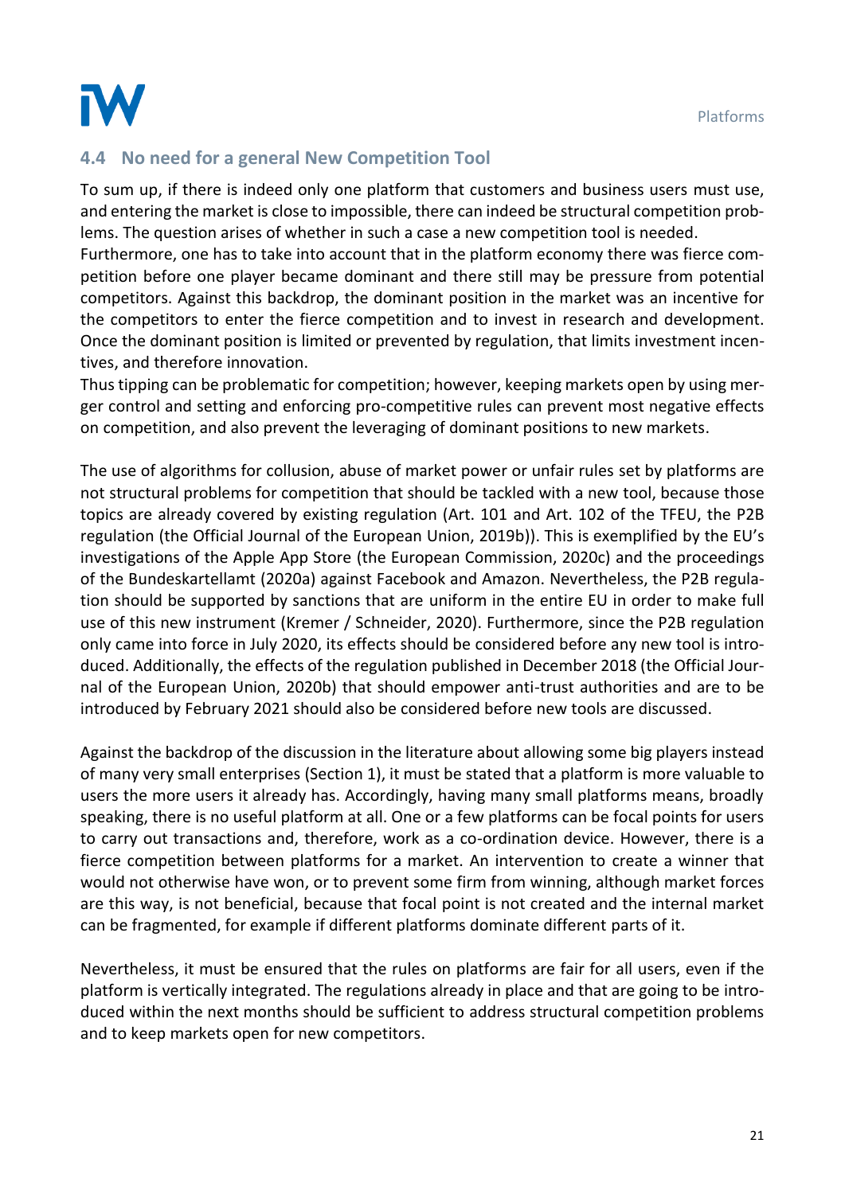## 4.4 No need for a general New Competition Tool

To sum up, if there is indeed only one platform that customers and business users must use, and entering the market is close to impossible, there can indeed be structural competition problems. The question arises of whether in such a case a new competition tool is needed.
Furthermore, one has to take into account that in the platform economy there was fierce competition before one player became dominant and there still may be pressure from potential competitors. Against this backdrop, the dominant position in the market was an incentive for the competitors to enter the fierce competition and to invest in research and development. Once the dominant position is limited or prevented by regulation, that limits investment incentives, and therefore innovation.
Thus tipping can be problematic for competition; however, keeping markets open by using merger control and setting and enforcing pro-competitive rules can prevent most negative effects on competition, and also prevent the leveraging of dominant positions to new markets.

The use of algorithms for collusion, abuse of market power or unfair rules set by platforms are not structural problems for competition that should be tackled with a new tool, because those topics are already covered by existing regulation (Art. 101 and Art. 102 of the TFEU, the P2B regulation (the Official Journal of the European Union, 2019b)). This is exemplified by the EU's investigations of the Apple App Store (the European Commission, 2020c) and the proceedings of the Bundeskartellamt (2020a) against Facebook and Amazon. Nevertheless, the P2B regulation should be supported by sanctions that are uniform in the entire EU in order to make full use of this new instrument (Kremer / Schneider, 2020). Furthermore, since the P2B regulation only came into force in July 2020, its effects should be considered before any new tool is introduced. Additionally, the effects of the regulation published in December 2018 (the Official Journal of the European Union, 2020b) that should empower anti-trust authorities and are to be introduced by February 2021 should also be considered before new tools are discussed.

Against the backdrop of the discussion in the literature about allowing some big players instead of many very small enterprises (Section 1), it must be stated that a platform is more valuable to users the more users it already has. Accordingly, having many small platforms means, broadly speaking, there is no useful platform at all. One or a few platforms can be focal points for users to carry out transactions and, therefore, work as a co-ordination device. However, there is a fierce competition between platforms for a market. An intervention to create a winner that would not otherwise have won, or to prevent some firm from winning, although market forces are this way, is not beneficial, because that focal point is not created and the internal market can be fragmented, for example if different platforms dominate different parts of it.

Nevertheless, it must be ensured that the rules on platforms are fair for all users, even if the platform is vertically integrated. The regulations already in place and that are going to be introduced within the next months should be sufficient to address structural competition problems and to keep markets open for new competitors.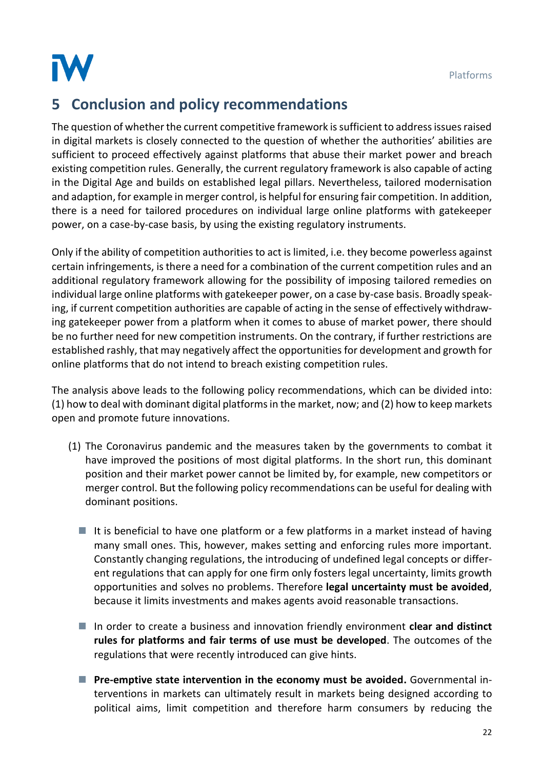## 5 Conclusion and policy recommendations

The question of whether the current competitive framework is sufficient to address issues raised in digital markets is closely connected to the question of whether the authorities' abilities are sufficient to proceed effectively against platforms that abuse their market power and breach existing competition rules. Generally, the current regulatory framework is also capable of acting in the Digital Age and builds on established legal pillars. Nevertheless, tailored modernisation and adaption, for example in merger control, is helpful for ensuring fair competition. In addition, there is a need for tailored procedures on individual large online platforms with gatekeeper power, on a case-by-case basis, by using the existing regulatory instruments.

Only if the ability of competition authorities to act is limited, i.e. they become powerless against certain infringements, is there a need for a combination of the current competition rules and an additional regulatory framework allowing for the possibility of imposing tailored remedies on individual large online platforms with gatekeeper power, on a case by-case basis. Broadly speaking, if current competition authorities are capable of acting in the sense of effectively withdrawing gatekeeper power from a platform when it comes to abuse of market power, there should be no further need for new competition instruments. On the contrary, if further restrictions are established rashly, that may negatively affect the opportunities for development and growth for online platforms that do not intend to breach existing competition rules.

The analysis above leads to the following policy recommendations, which can be divided into: (1) how to deal with dominant digital platforms in the market, now; and (2) how to keep markets open and promote future innovations.

(1) The Coronavirus pandemic and the measures taken by the governments to combat it have improved the positions of most digital platforms. In the short run, this dominant position and their market power cannot be limited by, for example, new competitors or merger control. But the following policy recommendations can be useful for dealing with dominant positions.

- It is beneficial to have one platform or a few platforms in a market instead of having many small ones. This, however, makes setting and enforcing rules more important. Constantly changing regulations, the introducing of undefined legal concepts or different regulations that can apply for one firm only fosters legal uncertainty, limits growth opportunities and solves no problems. Therefore **legal uncertainty must be avoided**, because it limits investments and makes agents avoid reasonable transactions.

- In order to create a business and innovation friendly environment **clear and distinct rules for platforms and fair terms of use must be developed**. The outcomes of the regulations that were recently introduced can give hints.

- **Pre-emptive state intervention in the economy must be avoided.** Governmental interventions in markets can ultimately result in markets being designed according to political aims, limit competition and therefore harm consumers by reducing the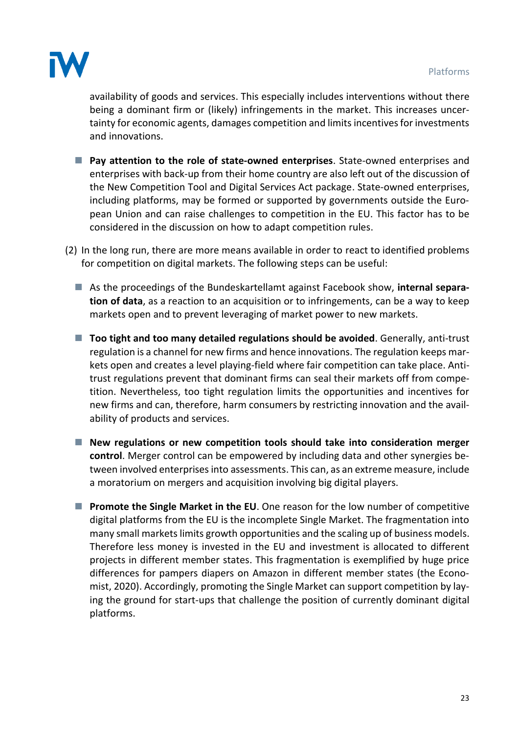availability of goods and services. This especially includes interventions without there being a dominant firm or (likely) infringements in the market. This increases uncertainty for economic agents, damages competition and limits incentives for investments and innovations.

- **Pay attention to the role of state-owned enterprises**. State-owned enterprises and enterprises with back-up from their home country are also left out of the discussion of the New Competition Tool and Digital Services Act package. State-owned enterprises, including platforms, may be formed or supported by governments outside the European Union and can raise challenges to competition in the EU. This factor has to be considered in the discussion on how to adapt competition rules.

(2) In the long run, there are more means available in order to react to identified problems for competition on digital markets. The following steps can be useful:

- As the proceedings of the Bundeskartellamt against Facebook show, **internal separation of data**, as a reaction to an acquisition or to infringements, can be a way to keep markets open and to prevent leveraging of market power to new markets.

- **Too tight and too many detailed regulations should be avoided**. Generally, anti-trust regulation is a channel for new firms and hence innovations. The regulation keeps markets open and creates a level playing-field where fair competition can take place. Anti-trust regulations prevent that dominant firms can seal their markets off from competition. Nevertheless, too tight regulation limits the opportunities and incentives for new firms and can, therefore, harm consumers by restricting innovation and the availability of products and services.

- **New regulations or new competition tools should take into consideration merger control**. Merger control can be empowered by including data and other synergies between involved enterprises into assessments. This can, as an extreme measure, include a moratorium on mergers and acquisition involving big digital players.

- **Promote the Single Market in the EU**. One reason for the low number of competitive digital platforms from the EU is the incomplete Single Market. The fragmentation into many small markets limits growth opportunities and the scaling up of business models. Therefore less money is invested in the EU and investment is allocated to different projects in different member states. This fragmentation is exemplified by huge price differences for pampers diapers on Amazon in different member states (the Economist, 2020). Accordingly, promoting the Single Market can support competition by laying the ground for start-ups that challenge the position of currently dominant digital platforms.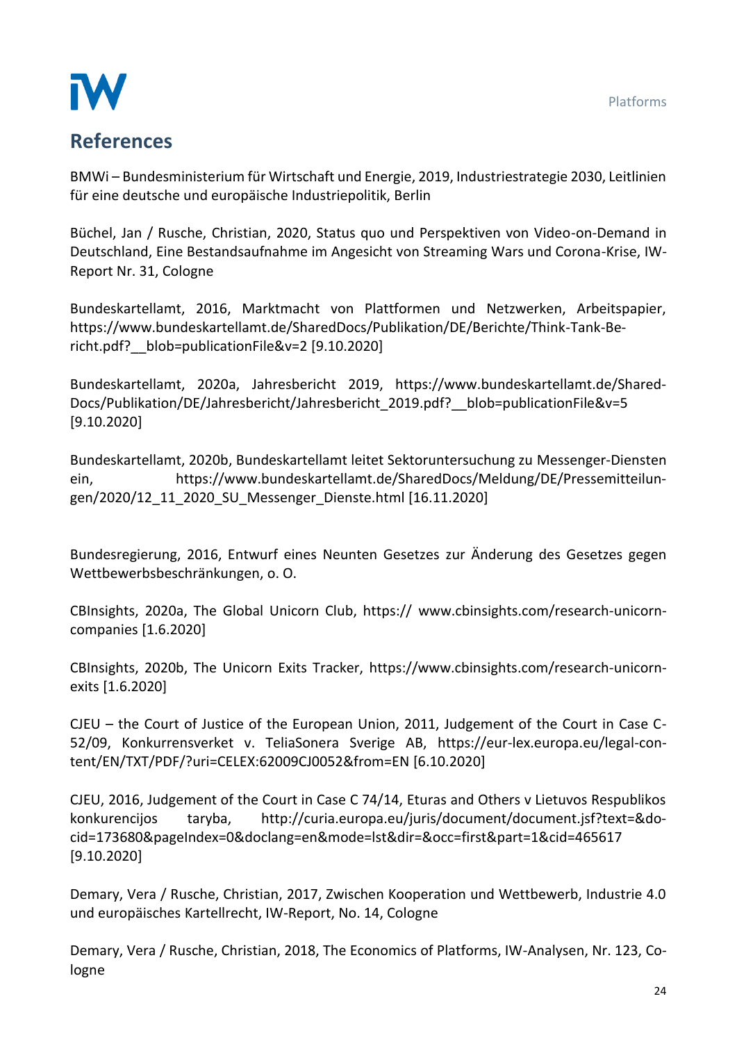## References

BMWi – Bundesministerium für Wirtschaft und Energie, 2019, Industriestrategie 2030, Leitlinien für eine deutsche und europäische Industriepolitik, Berlin

Büchel, Jan / Rusche, Christian, 2020, Status quo und Perspektiven von Video-on-Demand in Deutschland, Eine Bestandsaufnahme im Angesicht von Streaming Wars und Corona-Krise, IW-Report Nr. 31, Cologne

Bundeskartellamt, 2016, Marktmacht von Plattformen und Netzwerken, Arbeitspapier, https://www.bundeskartellamt.de/SharedDocs/Publikation/DE/Berichte/Think-Tank-Bericht.pdf?__blob=publicationFile&v=2 [9.10.2020]

Bundeskartellamt, 2020a, Jahresbericht 2019, https://www.bundeskartellamt.de/SharedDocs/Publikation/DE/Jahresbericht/Jahresbericht_2019.pdf?__blob=publicationFile&v=5 [9.10.2020]

Bundeskartellamt, 2020b, Bundeskartellamt leitet Sektoruntersuchung zu Messenger-Diensten ein, https://www.bundeskartellamt.de/SharedDocs/Meldung/DE/Pressemitteilungen/2020/12_11_2020_SU_Messenger_Dienste.html [16.11.2020]

Bundesregierung, 2016, Entwurf eines Neunten Gesetzes zur Änderung des Gesetzes gegen Wettbewerbsbeschränkungen, o. O.

CBInsights, 2020a, The Global Unicorn Club, https:// www.cbinsights.com/research-unicorn-companies [1.6.2020]

CBInsights, 2020b, The Unicorn Exits Tracker, https://www.cbinsights.com/research-unicorn-exits [1.6.2020]

CJEU – the Court of Justice of the European Union, 2011, Judgement of the Court in Case C-52/09, Konkurrensverket v. TeliaSonera Sverige AB, https://eur-lex.europa.eu/legal-content/EN/TXT/PDF/?uri=CELEX:62009CJ0052&from=EN [6.10.2020]

CJEU, 2016, Judgement of the Court in Case C 74/14, Eturas and Others v Lietuvos Respublikos konkurencijos taryba, http://curia.europa.eu/juris/document/document.jsf?text=&docid=173680&pageIndex=0&doclang=en&mode=lst&dir=&occ=first&part=1&cid=465617 [9.10.2020]

Demary, Vera / Rusche, Christian, 2017, Zwischen Kooperation und Wettbewerb, Industrie 4.0 und europäisches Kartellrecht, IW-Report, No. 14, Cologne

Demary, Vera / Rusche, Christian, 2018, The Economics of Platforms, IW-Analysen, Nr. 123, Cologne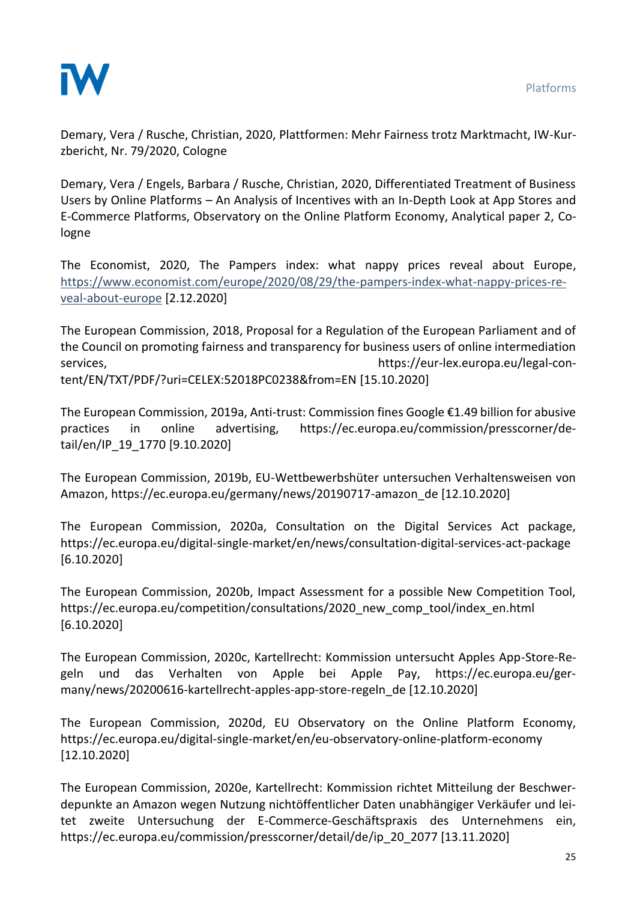Demary, Vera / Rusche, Christian, 2020, Plattformen: Mehr Fairness trotz Marktmacht, IW-Kurzbericht, Nr. 79/2020, Cologne

Demary, Vera / Engels, Barbara / Rusche, Christian, 2020, Differentiated Treatment of Business Users by Online Platforms – An Analysis of Incentives with an In-Depth Look at App Stores and E-Commerce Platforms, Observatory on the Online Platform Economy, Analytical paper 2, Cologne

The Economist, 2020, The Pampers index: what nappy prices reveal about Europe, https://www.economist.com/europe/2020/08/29/the-pampers-index-what-nappy-prices-reveal-about-europe [2.12.2020]

The European Commission, 2018, Proposal for a Regulation of the European Parliament and of the Council on promoting fairness and transparency for business users of online intermediation services, https://eur-lex.europa.eu/legal-content/EN/TXT/PDF/?uri=CELEX:52018PC0238&from=EN [15.10.2020]

The European Commission, 2019a, Anti-trust: Commission fines Google €1.49 billion for abusive practices in online advertising, https://ec.europa.eu/commission/presscorner/detail/en/IP_19_1770 [9.10.2020]

The European Commission, 2019b, EU-Wettbewerbshüter untersuchen Verhaltensweisen von Amazon, https://ec.europa.eu/germany/news/20190717-amazon_de [12.10.2020]

The European Commission, 2020a, Consultation on the Digital Services Act package, https://ec.europa.eu/digital-single-market/en/news/consultation-digital-services-act-package [6.10.2020]

The European Commission, 2020b, Impact Assessment for a possible New Competition Tool, https://ec.europa.eu/competition/consultations/2020_new_comp_tool/index_en.html [6.10.2020]

The European Commission, 2020c, Kartellrecht: Kommission untersucht Apples App-Store-Regeln und das Verhalten von Apple bei Apple Pay, https://ec.europa.eu/germany/news/20200616-kartellrecht-apples-app-store-regeln_de [12.10.2020]

The European Commission, 2020d, EU Observatory on the Online Platform Economy, https://ec.europa.eu/digital-single-market/en/eu-observatory-online-platform-economy [12.10.2020]

The European Commission, 2020e, Kartellrecht: Kommission richtet Mitteilung der Beschwerdepunkte an Amazon wegen Nutzung nichtöffentlicher Daten unabhängiger Verkäufer und leitet zweite Untersuchung der E-Commerce-Geschäftspraxis des Unternehmens ein, https://ec.europa.eu/commission/presscorner/detail/de/ip_20_2077 [13.11.2020]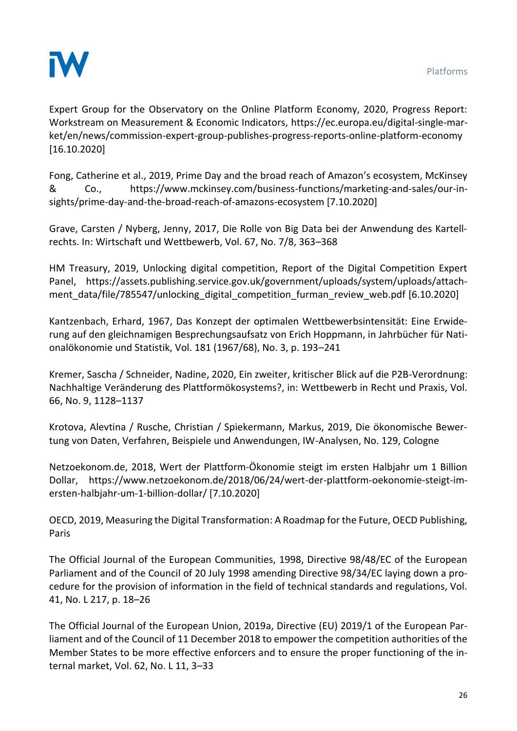Expert Group for the Observatory on the Online Platform Economy, 2020, Progress Report: Workstream on Measurement & Economic Indicators, https://ec.europa.eu/digital-single-market/en/news/commission-expert-group-publishes-progress-reports-online-platform-economy [16.10.2020]

Fong, Catherine et al., 2019, Prime Day and the broad reach of Amazon's ecosystem, McKinsey & Co., https://www.mckinsey.com/business-functions/marketing-and-sales/our-insights/prime-day-and-the-broad-reach-of-amazons-ecosystem [7.10.2020]

Grave, Carsten / Nyberg, Jenny, 2017, Die Rolle von Big Data bei der Anwendung des Kartellrechts. In: Wirtschaft und Wettbewerb, Vol. 67, No. 7/8, 363–368

HM Treasury, 2019, Unlocking digital competition, Report of the Digital Competition Expert Panel, https://assets.publishing.service.gov.uk/government/uploads/system/uploads/attachment_data/file/785547/unlocking_digital_competition_furman_review_web.pdf [6.10.2020]

Kantzenbach, Erhard, 1967, Das Konzept der optimalen Wettbewerbsintensität: Eine Erwiderung auf den gleichnamigen Besprechungsaufsatz von Erich Hoppmann, in Jahrbücher für Nationalökonomie und Statistik, Vol. 181 (1967/68), No. 3, p. 193–241

Kremer, Sascha / Schneider, Nadine, 2020, Ein zweiter, kritischer Blick auf die P2B-Verordnung: Nachhaltige Veränderung des Plattformökosystems?, in: Wettbewerb in Recht und Praxis, Vol. 66, No. 9, 1128–1137

Krotova, Alevtina / Rusche, Christian / Spiekermann, Markus, 2019, Die ökonomische Bewertung von Daten, Verfahren, Beispiele und Anwendungen, IW-Analysen, No. 129, Cologne

Netzoekonom.de, 2018, Wert der Plattform-Ökonomie steigt im ersten Halbjahr um 1 Billion Dollar, https://www.netzoekonom.de/2018/06/24/wert-der-plattform-oekonomie-steigt-im-ersten-halbjahr-um-1-billion-dollar/ [7.10.2020]

OECD, 2019, Measuring the Digital Transformation: A Roadmap for the Future, OECD Publishing, Paris

The Official Journal of the European Communities, 1998, Directive 98/48/EC of the European Parliament and of the Council of 20 July 1998 amending Directive 98/34/EC laying down a procedure for the provision of information in the field of technical standards and regulations, Vol. 41, No. L 217, p. 18–26

The Official Journal of the European Union, 2019a, Directive (EU) 2019/1 of the European Parliament and of the Council of 11 December 2018 to empower the competition authorities of the Member States to be more effective enforcers and to ensure the proper functioning of the internal market, Vol. 62, No. L 11, 3–33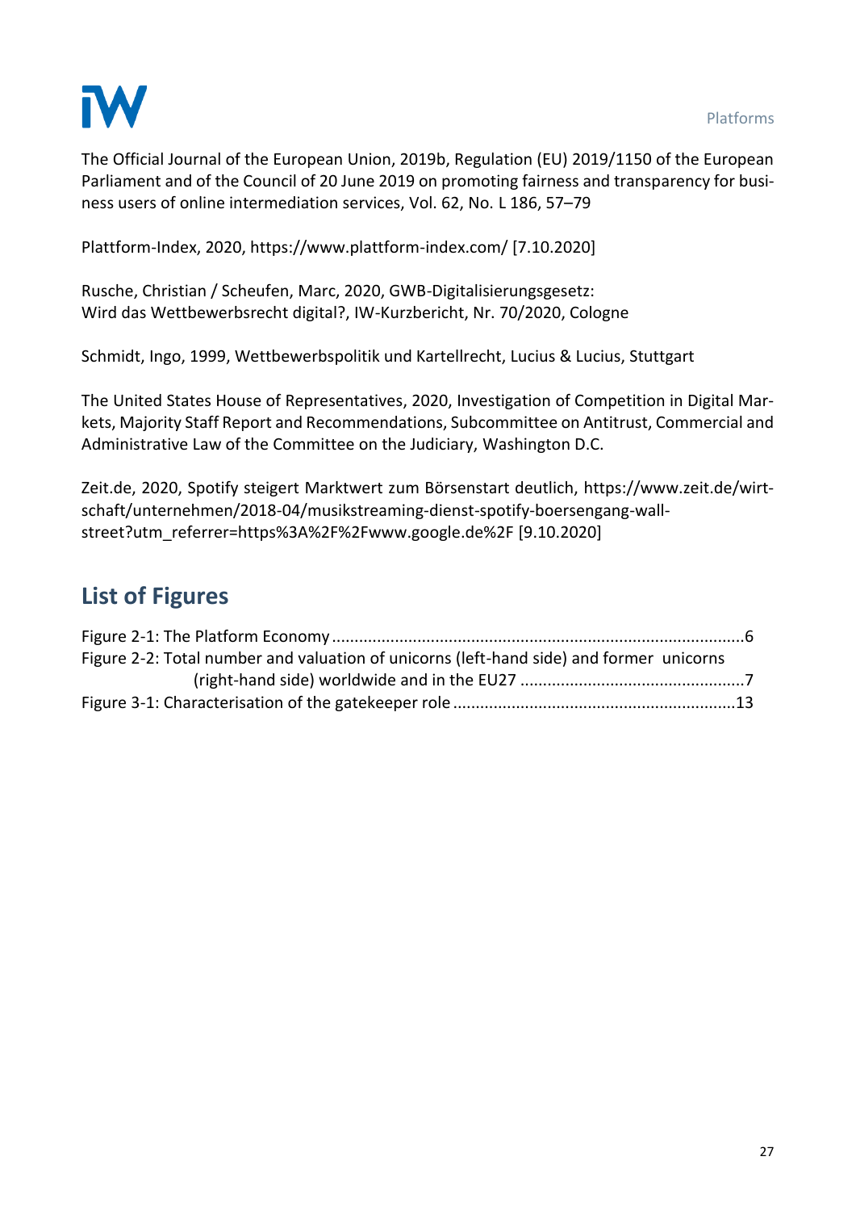The Official Journal of the European Union, 2019b, Regulation (EU) 2019/1150 of the European Parliament and of the Council of 20 June 2019 on promoting fairness and transparency for business users of online intermediation services, Vol. 62, No. L 186, 57–79

Plattform-Index, 2020, https://www.plattform-index.com/ [7.10.2020]

Rusche, Christian / Scheufen, Marc, 2020, GWB-Digitalisierungsgesetz: Wird das Wettbewerbsrecht digital?, IW-Kurzbericht, Nr. 70/2020, Cologne

Schmidt, Ingo, 1999, Wettbewerbspolitik und Kartellrecht, Lucius & Lucius, Stuttgart

The United States House of Representatives, 2020, Investigation of Competition in Digital Markets, Majority Staff Report and Recommendations, Subcommittee on Antitrust, Commercial and Administrative Law of the Committee on the Judiciary, Washington D.C.

Zeit.de, 2020, Spotify steigert Marktwert zum Börsenstart deutlich, https://www.zeit.de/wirtschaft/unternehmen/2018-04/musikstreaming-dienst-spotify-boersengang-wall-street?utm_referrer=https%3A%2F%2Fwww.google.de%2F [9.10.2020]

## List of Figures

Figure 2-1: The Platform Economy ........ 6
Figure 2-2: Total number and valuation of unicorns (left-hand side) and former unicorns (right-hand side) worldwide and in the EU27 ........ 7
Figure 3-1: Characterisation of the gatekeeper role ........ 13